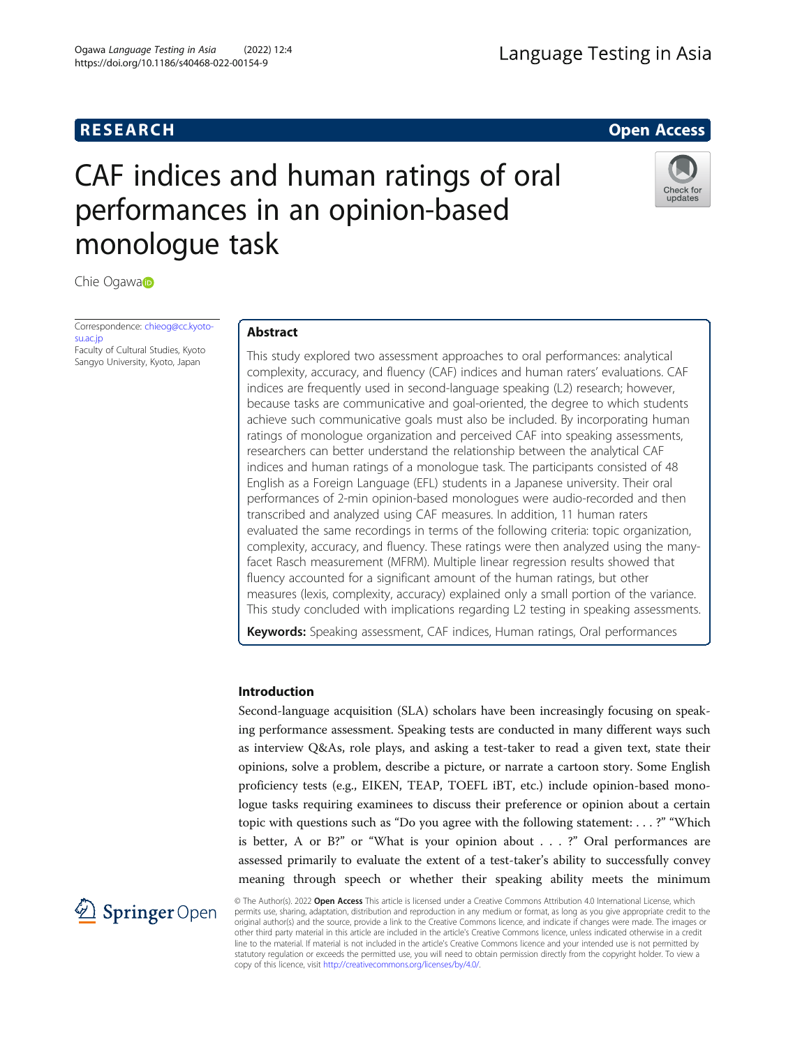RESEARCH

Open Access

# CAF indices and human ratings of oral performances in an opinion-based monologue task

Chie Ogawa

Correspondence: chieog@cc.kyoto-su.ac.jp
Faculty of Cultural Studies, Kyoto Sangyo University, Kyoto, Japan

## Abstract

This study explored two assessment approaches to oral performances: analytical complexity, accuracy, and fluency (CAF) indices and human raters' evaluations. CAF indices are frequently used in second-language speaking (L2) research; however, because tasks are communicative and goal-oriented, the degree to which students achieve such communicative goals must also be included. By incorporating human ratings of monologue organization and perceived CAF into speaking assessments, researchers can better understand the relationship between the analytical CAF indices and human ratings of a monologue task. The participants consisted of 48 English as a Foreign Language (EFL) students in a Japanese university. Their oral performances of 2-min opinion-based monologues were audio-recorded and then transcribed and analyzed using CAF measures. In addition, 11 human raters evaluated the same recordings in terms of the following criteria: topic organization, complexity, accuracy, and fluency. These ratings were then analyzed using the many-facet Rasch measurement (MFRM). Multiple linear regression results showed that fluency accounted for a significant amount of the human ratings, but other measures (lexis, complexity, accuracy) explained only a small portion of the variance. This study concluded with implications regarding L2 testing in speaking assessments.

**Keywords:** Speaking assessment, CAF indices, Human ratings, Oral performances

## Introduction

Second-language acquisition (SLA) scholars have been increasingly focusing on speaking performance assessment. Speaking tests are conducted in many different ways such as interview Q&As, role plays, and asking a test-taker to read a given text, state their opinions, solve a problem, describe a picture, or narrate a cartoon story. Some English proficiency tests (e.g., EIKEN, TEAP, TOEFL iBT, etc.) include opinion-based monologue tasks requiring examinees to discuss their preference or opinion about a certain topic with questions such as "Do you agree with the following statement: . . . ?" "Which is better, A or B?" or "What is your opinion about . . . ?" Oral performances are assessed primarily to evaluate the extent of a test-taker's ability to successfully convey meaning through speech or whether their speaking ability meets the minimum

© The Author(s). 2022 **Open Access** This article is licensed under a Creative Commons Attribution 4.0 International License, which permits use, sharing, adaptation, distribution and reproduction in any medium or format, as long as you give appropriate credit to the original author(s) and the source, provide a link to the Creative Commons licence, and indicate if changes were made. The images or other third party material in this article are included in the article's Creative Commons licence, unless indicated otherwise in a credit line to the material. If material is not included in the article's Creative Commons licence and your intended use is not permitted by statutory regulation or exceeds the permitted use, you will need to obtain permission directly from the copyright holder. To view a copy of this licence, visit http://creativecommons.org/licenses/by/4.0/.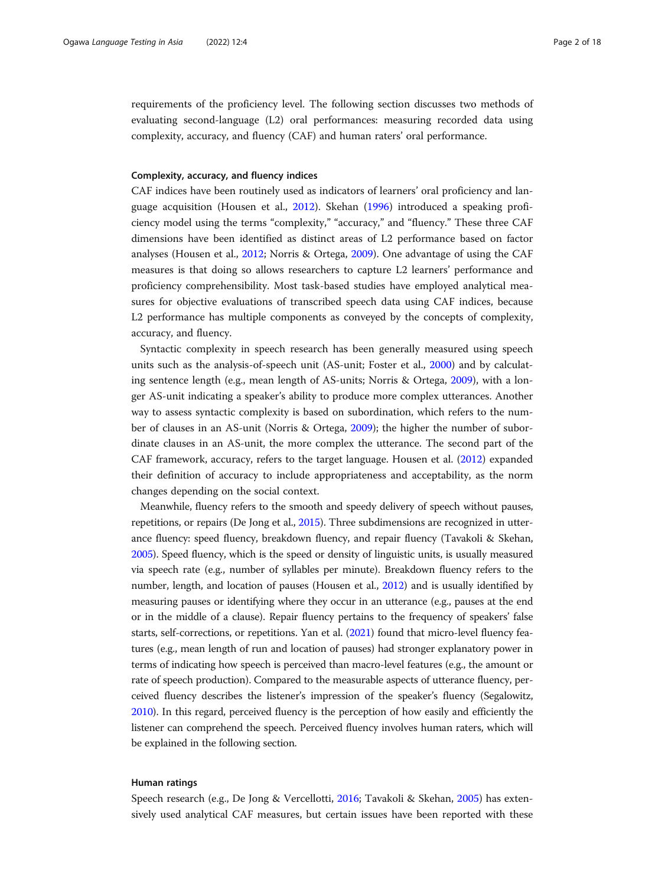requirements of the proficiency level. The following section discusses two methods of evaluating second-language (L2) oral performances: measuring recorded data using complexity, accuracy, and fluency (CAF) and human raters' oral performance.

### Complexity, accuracy, and fluency indices

CAF indices have been routinely used as indicators of learners' oral proficiency and language acquisition (Housen et al., 2012). Skehan (1996) introduced a speaking proficiency model using the terms "complexity," "accuracy," and "fluency." These three CAF dimensions have been identified as distinct areas of L2 performance based on factor analyses (Housen et al., 2012; Norris & Ortega, 2009). One advantage of using the CAF measures is that doing so allows researchers to capture L2 learners' performance and proficiency comprehensibility. Most task-based studies have employed analytical measures for objective evaluations of transcribed speech data using CAF indices, because L2 performance has multiple components as conveyed by the concepts of complexity, accuracy, and fluency.

Syntactic complexity in speech research has been generally measured using speech units such as the analysis-of-speech unit (AS-unit; Foster et al., 2000) and by calculating sentence length (e.g., mean length of AS-units; Norris & Ortega, 2009), with a longer AS-unit indicating a speaker's ability to produce more complex utterances. Another way to assess syntactic complexity is based on subordination, which refers to the number of clauses in an AS-unit (Norris & Ortega, 2009); the higher the number of subordinate clauses in an AS-unit, the more complex the utterance. The second part of the CAF framework, accuracy, refers to the target language. Housen et al. (2012) expanded their definition of accuracy to include appropriateness and acceptability, as the norm changes depending on the social context.

Meanwhile, fluency refers to the smooth and speedy delivery of speech without pauses, repetitions, or repairs (De Jong et al., 2015). Three subdimensions are recognized in utterance fluency: speed fluency, breakdown fluency, and repair fluency (Tavakoli & Skehan, 2005). Speed fluency, which is the speed or density of linguistic units, is usually measured via speech rate (e.g., number of syllables per minute). Breakdown fluency refers to the number, length, and location of pauses (Housen et al., 2012) and is usually identified by measuring pauses or identifying where they occur in an utterance (e.g., pauses at the end or in the middle of a clause). Repair fluency pertains to the frequency of speakers' false starts, self-corrections, or repetitions. Yan et al. (2021) found that micro-level fluency features (e.g., mean length of run and location of pauses) had stronger explanatory power in terms of indicating how speech is perceived than macro-level features (e.g., the amount or rate of speech production). Compared to the measurable aspects of utterance fluency, perceived fluency describes the listener's impression of the speaker's fluency (Segalowitz, 2010). In this regard, perceived fluency is the perception of how easily and efficiently the listener can comprehend the speech. Perceived fluency involves human raters, which will be explained in the following section.

### Human ratings

Speech research (e.g., De Jong & Vercellotti, 2016; Tavakoli & Skehan, 2005) has extensively used analytical CAF measures, but certain issues have been reported with these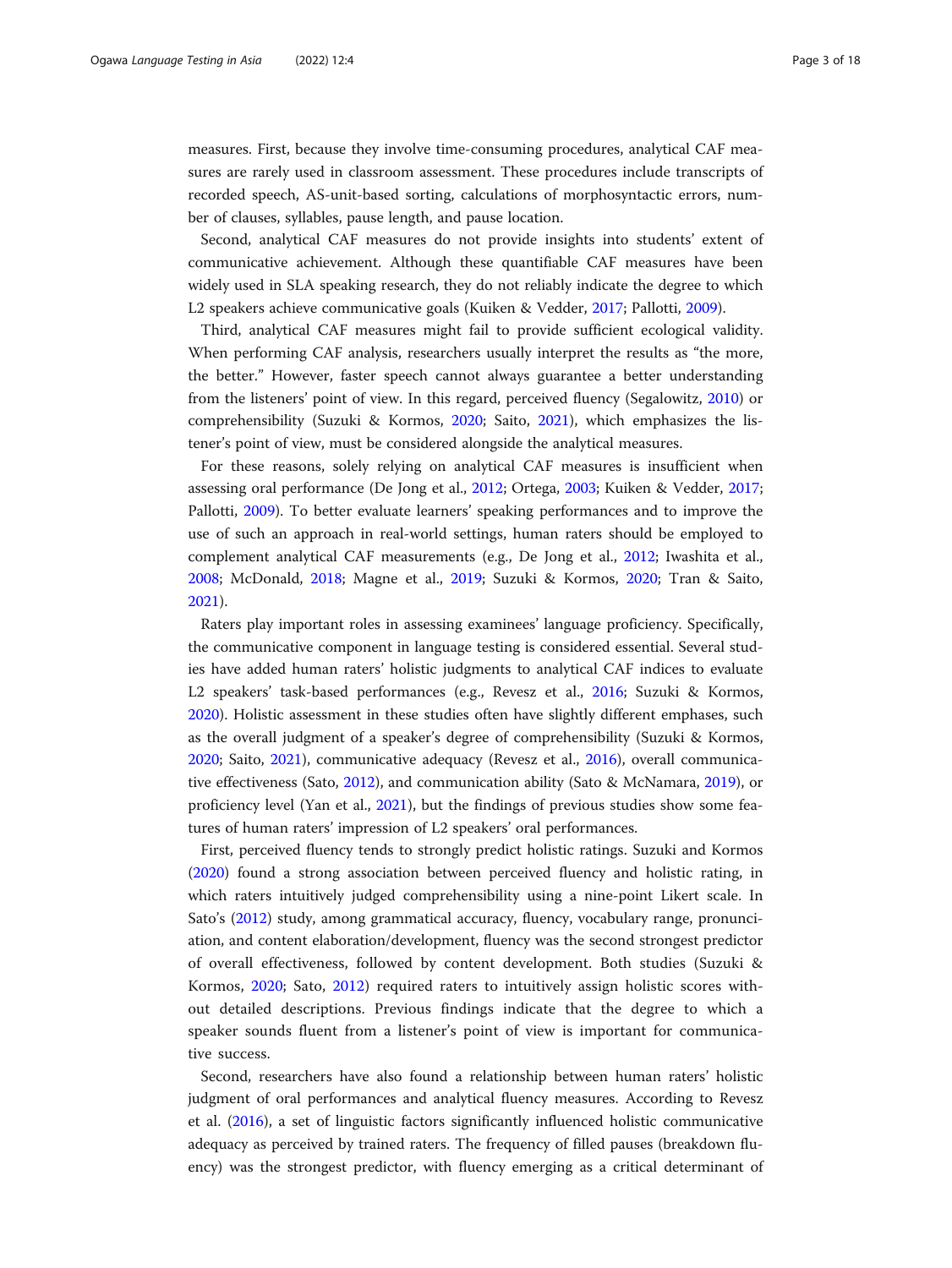measures. First, because they involve time-consuming procedures, analytical CAF measures are rarely used in classroom assessment. These procedures include transcripts of recorded speech, AS-unit-based sorting, calculations of morphosyntactic errors, number of clauses, syllables, pause length, and pause location.

Second, analytical CAF measures do not provide insights into students' extent of communicative achievement. Although these quantifiable CAF measures have been widely used in SLA speaking research, they do not reliably indicate the degree to which L2 speakers achieve communicative goals (Kuiken & Vedder, 2017; Pallotti, 2009).

Third, analytical CAF measures might fail to provide sufficient ecological validity. When performing CAF analysis, researchers usually interpret the results as "the more, the better." However, faster speech cannot always guarantee a better understanding from the listeners' point of view. In this regard, perceived fluency (Segalowitz, 2010) or comprehensibility (Suzuki & Kormos, 2020; Saito, 2021), which emphasizes the listener's point of view, must be considered alongside the analytical measures.

For these reasons, solely relying on analytical CAF measures is insufficient when assessing oral performance (De Jong et al., 2012; Ortega, 2003; Kuiken & Vedder, 2017; Pallotti, 2009). To better evaluate learners' speaking performances and to improve the use of such an approach in real-world settings, human raters should be employed to complement analytical CAF measurements (e.g., De Jong et al., 2012; Iwashita et al., 2008; McDonald, 2018; Magne et al., 2019; Suzuki & Kormos, 2020; Tran & Saito, 2021).

Raters play important roles in assessing examinees' language proficiency. Specifically, the communicative component in language testing is considered essential. Several studies have added human raters' holistic judgments to analytical CAF indices to evaluate L2 speakers' task-based performances (e.g., Revesz et al., 2016; Suzuki & Kormos, 2020). Holistic assessment in these studies often have slightly different emphases, such as the overall judgment of a speaker's degree of comprehensibility (Suzuki & Kormos, 2020; Saito, 2021), communicative adequacy (Revesz et al., 2016), overall communicative effectiveness (Sato, 2012), and communication ability (Sato & McNamara, 2019), or proficiency level (Yan et al., 2021), but the findings of previous studies show some features of human raters' impression of L2 speakers' oral performances.

First, perceived fluency tends to strongly predict holistic ratings. Suzuki and Kormos (2020) found a strong association between perceived fluency and holistic rating, in which raters intuitively judged comprehensibility using a nine-point Likert scale. In Sato's (2012) study, among grammatical accuracy, fluency, vocabulary range, pronunciation, and content elaboration/development, fluency was the second strongest predictor of overall effectiveness, followed by content development. Both studies (Suzuki & Kormos, 2020; Sato, 2012) required raters to intuitively assign holistic scores without detailed descriptions. Previous findings indicate that the degree to which a speaker sounds fluent from a listener's point of view is important for communicative success.

Second, researchers have also found a relationship between human raters' holistic judgment of oral performances and analytical fluency measures. According to Revesz et al. (2016), a set of linguistic factors significantly influenced holistic communicative adequacy as perceived by trained raters. The frequency of filled pauses (breakdown fluency) was the strongest predictor, with fluency emerging as a critical determinant of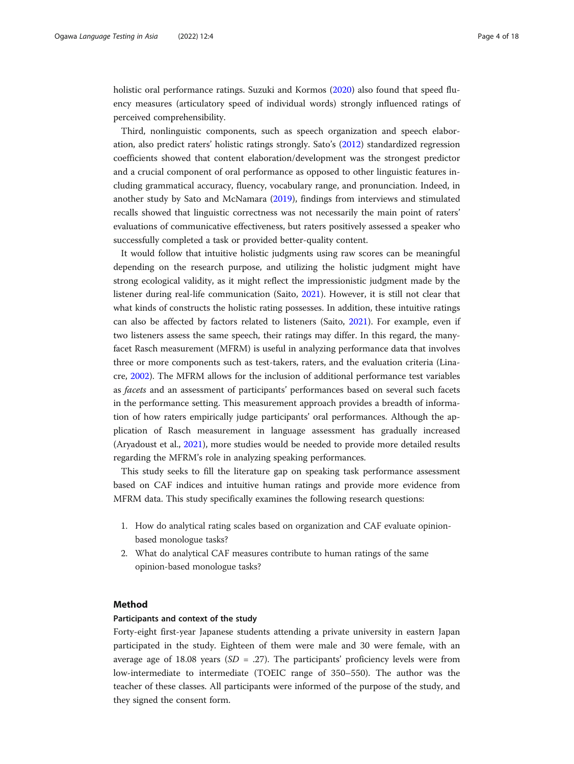holistic oral performance ratings. Suzuki and Kormos (2020) also found that speed fluency measures (articulatory speed of individual words) strongly influenced ratings of perceived comprehensibility.

Third, nonlinguistic components, such as speech organization and speech elaboration, also predict raters' holistic ratings strongly. Sato's (2012) standardized regression coefficients showed that content elaboration/development was the strongest predictor and a crucial component of oral performance as opposed to other linguistic features including grammatical accuracy, fluency, vocabulary range, and pronunciation. Indeed, in another study by Sato and McNamara (2019), findings from interviews and stimulated recalls showed that linguistic correctness was not necessarily the main point of raters' evaluations of communicative effectiveness, but raters positively assessed a speaker who successfully completed a task or provided better-quality content.

It would follow that intuitive holistic judgments using raw scores can be meaningful depending on the research purpose, and utilizing the holistic judgment might have strong ecological validity, as it might reflect the impressionistic judgment made by the listener during real-life communication (Saito, 2021). However, it is still not clear that what kinds of constructs the holistic rating possesses. In addition, these intuitive ratings can also be affected by factors related to listeners (Saito, 2021). For example, even if two listeners assess the same speech, their ratings may differ. In this regard, the many-facet Rasch measurement (MFRM) is useful in analyzing performance data that involves three or more components such as test-takers, raters, and the evaluation criteria (Linacre, 2002). The MFRM allows for the inclusion of additional performance test variables as *facets* and an assessment of participants' performances based on several such facets in the performance setting. This measurement approach provides a breadth of information of how raters empirically judge participants' oral performances. Although the application of Rasch measurement in language assessment has gradually increased (Aryadoust et al., 2021), more studies would be needed to provide more detailed results regarding the MFRM's role in analyzing speaking performances.

This study seeks to fill the literature gap on speaking task performance assessment based on CAF indices and intuitive human ratings and provide more evidence from MFRM data. This study specifically examines the following research questions:

1. How do analytical rating scales based on organization and CAF evaluate opinion-based monologue tasks?
2. What do analytical CAF measures contribute to human ratings of the same opinion-based monologue tasks?

## Method

### Participants and context of the study

Forty-eight first-year Japanese students attending a private university in eastern Japan participated in the study. Eighteen of them were male and 30 were female, with an average age of 18.08 years (*SD* = .27). The participants' proficiency levels were from low-intermediate to intermediate (TOEIC range of 350–550). The author was the teacher of these classes. All participants were informed of the purpose of the study, and they signed the consent form.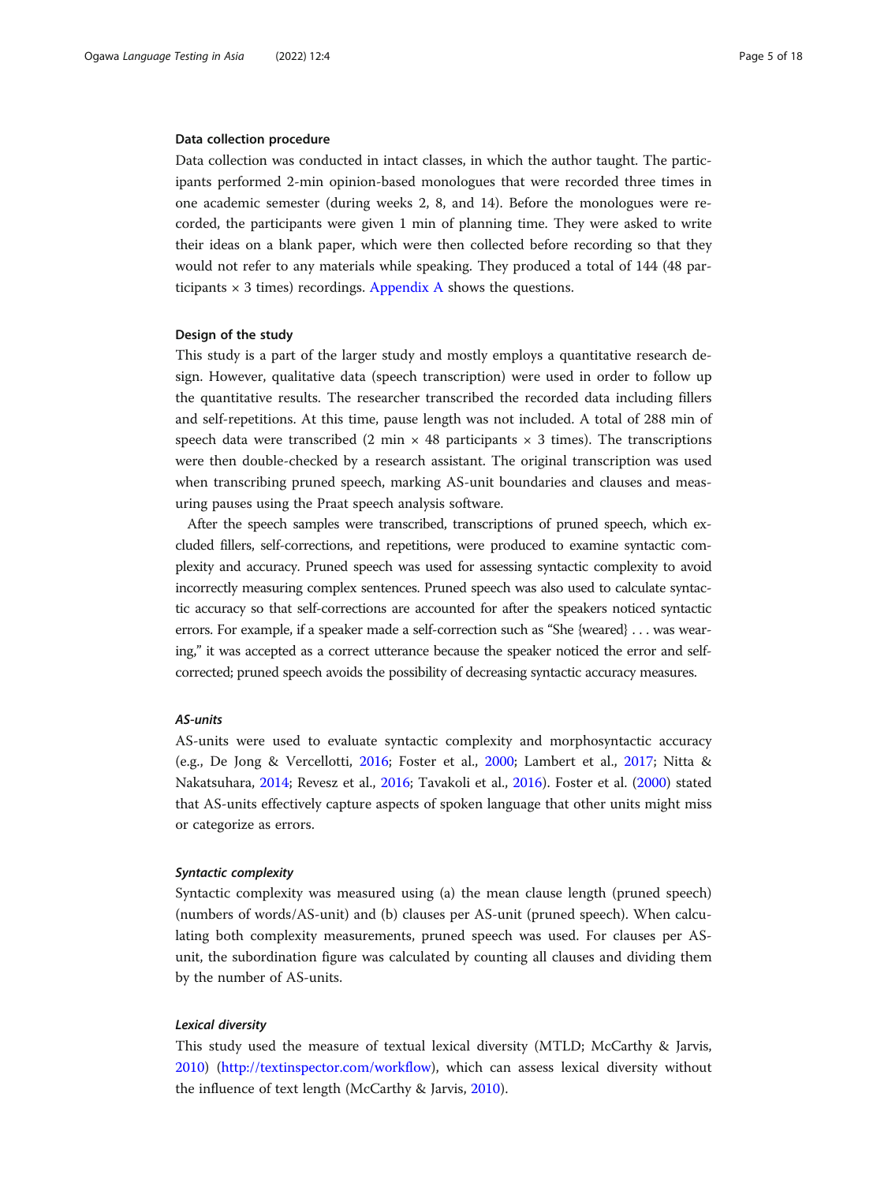### Data collection procedure

Data collection was conducted in intact classes, in which the author taught. The participants performed 2-min opinion-based monologues that were recorded three times in one academic semester (during weeks 2, 8, and 14). Before the monologues were recorded, the participants were given 1 min of planning time. They were asked to write their ideas on a blank paper, which were then collected before recording so that they would not refer to any materials while speaking. They produced a total of 144 (48 participants × 3 times) recordings. Appendix A shows the questions.

### Design of the study

This study is a part of the larger study and mostly employs a quantitative research design. However, qualitative data (speech transcription) were used in order to follow up the quantitative results. The researcher transcribed the recorded data including fillers and self-repetitions. At this time, pause length was not included. A total of 288 min of speech data were transcribed (2 min × 48 participants × 3 times). The transcriptions were then double-checked by a research assistant. The original transcription was used when transcribing pruned speech, marking AS-unit boundaries and clauses and measuring pauses using the Praat speech analysis software.

After the speech samples were transcribed, transcriptions of pruned speech, which excluded fillers, self-corrections, and repetitions, were produced to examine syntactic complexity and accuracy. Pruned speech was used for assessing syntactic complexity to avoid incorrectly measuring complex sentences. Pruned speech was also used to calculate syntactic accuracy so that self-corrections are accounted for after the speakers noticed syntactic errors. For example, if a speaker made a self-correction such as "She {weared} . . . was wearing," it was accepted as a correct utterance because the speaker noticed the error and self-corrected; pruned speech avoids the possibility of decreasing syntactic accuracy measures.

#### *AS-units*

AS-units were used to evaluate syntactic complexity and morphosyntactic accuracy (e.g., De Jong & Vercellotti, 2016; Foster et al., 2000; Lambert et al., 2017; Nitta & Nakatsuhara, 2014; Revesz et al., 2016; Tavakoli et al., 2016). Foster et al. (2000) stated that AS-units effectively capture aspects of spoken language that other units might miss or categorize as errors.

#### *Syntactic complexity*

Syntactic complexity was measured using (a) the mean clause length (pruned speech) (numbers of words/AS-unit) and (b) clauses per AS-unit (pruned speech). When calculating both complexity measurements, pruned speech was used. For clauses per AS-unit, the subordination figure was calculated by counting all clauses and dividing them by the number of AS-units.

#### *Lexical diversity*

This study used the measure of textual lexical diversity (MTLD; McCarthy & Jarvis, 2010) (http://textinspector.com/workflow), which can assess lexical diversity without the influence of text length (McCarthy & Jarvis, 2010).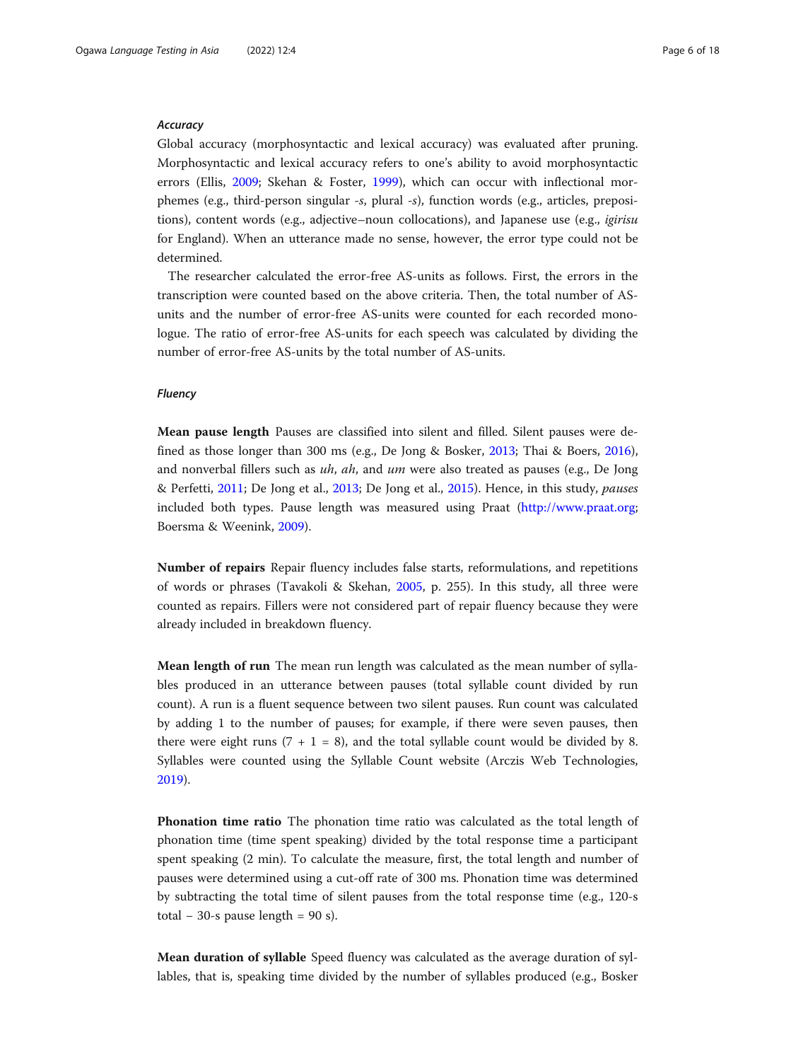### *Accuracy*

Global accuracy (morphosyntactic and lexical accuracy) was evaluated after pruning. Morphosyntactic and lexical accuracy refers to one's ability to avoid morphosyntactic errors (Ellis, 2009; Skehan & Foster, 1999), which can occur with inflectional morphemes (e.g., third-person singular *-s*, plural *-s*), function words (e.g., articles, prepositions), content words (e.g., adjective–noun collocations), and Japanese use (e.g., *igirisu* for England). When an utterance made no sense, however, the error type could not be determined.

The researcher calculated the error-free AS-units as follows. First, the errors in the transcription were counted based on the above criteria. Then, the total number of AS-units and the number of error-free AS-units were counted for each recorded monologue. The ratio of error-free AS-units for each speech was calculated by dividing the number of error-free AS-units by the total number of AS-units.

### *Fluency*

**Mean pause length** Pauses are classified into silent and filled. Silent pauses were defined as those longer than 300 ms (e.g., De Jong & Bosker, 2013; Thai & Boers, 2016), and nonverbal fillers such as *uh*, *ah*, and *um* were also treated as pauses (e.g., De Jong & Perfetti, 2011; De Jong et al., 2013; De Jong et al., 2015). Hence, in this study, *pauses* included both types. Pause length was measured using Praat (http://www.praat.org; Boersma & Weenink, 2009).

**Number of repairs** Repair fluency includes false starts, reformulations, and repetitions of words or phrases (Tavakoli & Skehan, 2005, p. 255). In this study, all three were counted as repairs. Fillers were not considered part of repair fluency because they were already included in breakdown fluency.

**Mean length of run** The mean run length was calculated as the mean number of syllables produced in an utterance between pauses (total syllable count divided by run count). A run is a fluent sequence between two silent pauses. Run count was calculated by adding 1 to the number of pauses; for example, if there were seven pauses, then there were eight runs (7 + 1 = 8), and the total syllable count would be divided by 8. Syllables were counted using the Syllable Count website (Arczis Web Technologies, 2019).

**Phonation time ratio** The phonation time ratio was calculated as the total length of phonation time (time spent speaking) divided by the total response time a participant spent speaking (2 min). To calculate the measure, first, the total length and number of pauses were determined using a cut-off rate of 300 ms. Phonation time was determined by subtracting the total time of silent pauses from the total response time (e.g., 120-s total − 30-s pause length = 90 s).

**Mean duration of syllable** Speed fluency was calculated as the average duration of syllables, that is, speaking time divided by the number of syllables produced (e.g., Bosker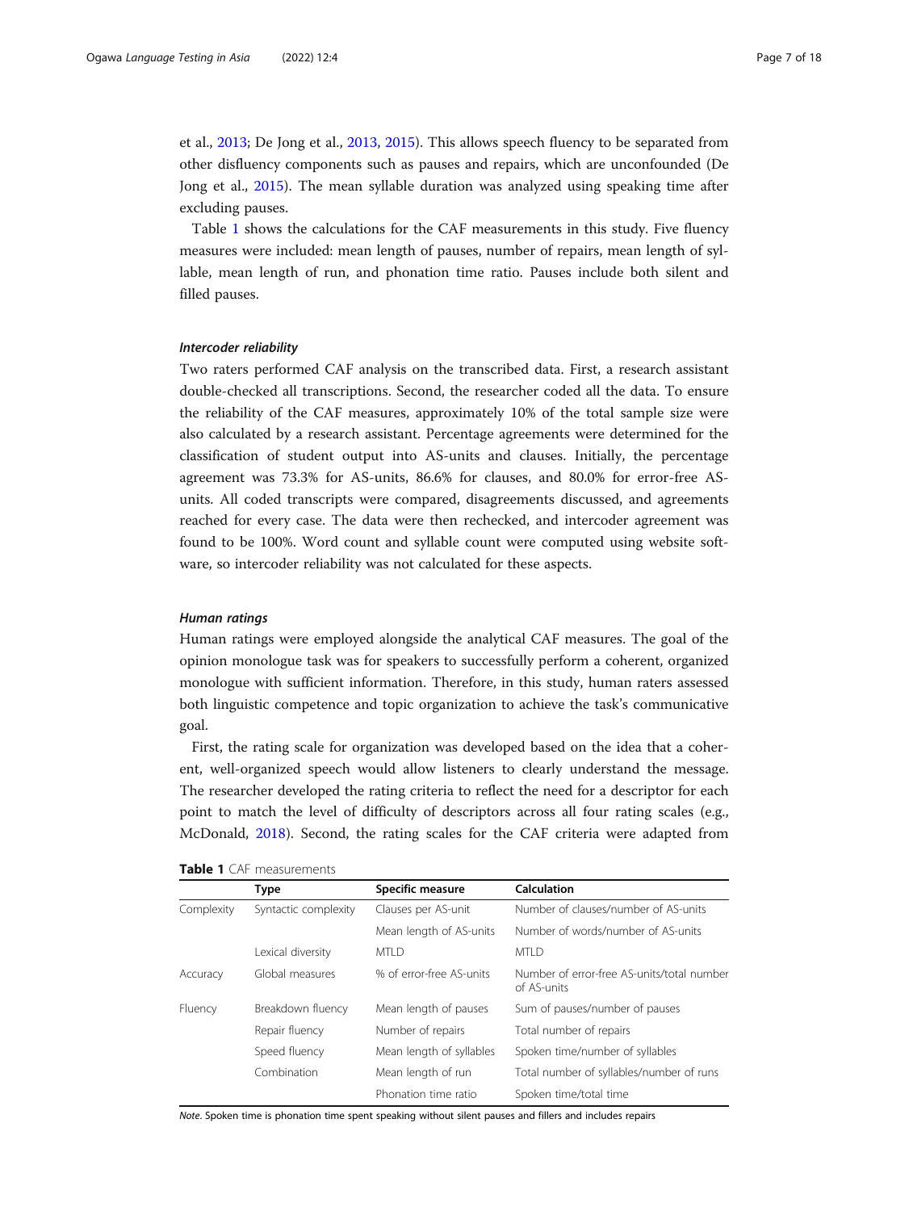et al., 2013; De Jong et al., 2013, 2015). This allows speech fluency to be separated from other disfluency components such as pauses and repairs, which are unconfounded (De Jong et al., 2015). The mean syllable duration was analyzed using speaking time after excluding pauses.

Table 1 shows the calculations for the CAF measurements in this study. Five fluency measures were included: mean length of pauses, number of repairs, mean length of syllable, mean length of run, and phonation time ratio. Pauses include both silent and filled pauses.

#### *Intercoder reliability*

Two raters performed CAF analysis on the transcribed data. First, a research assistant double-checked all transcriptions. Second, the researcher coded all the data. To ensure the reliability of the CAF measures, approximately 10% of the total sample size were also calculated by a research assistant. Percentage agreements were determined for the classification of student output into AS-units and clauses. Initially, the percentage agreement was 73.3% for AS-units, 86.6% for clauses, and 80.0% for error-free AS-units. All coded transcripts were compared, disagreements discussed, and agreements reached for every case. The data were then rechecked, and intercoder agreement was found to be 100%. Word count and syllable count were computed using website software, so intercoder reliability was not calculated for these aspects.

#### *Human ratings*

Human ratings were employed alongside the analytical CAF measures. The goal of the opinion monologue task was for speakers to successfully perform a coherent, organized monologue with sufficient information. Therefore, in this study, human raters assessed both linguistic competence and topic organization to achieve the task's communicative goal.

First, the rating scale for organization was developed based on the idea that a coherent, well-organized speech would allow listeners to clearly understand the message. The researcher developed the rating criteria to reflect the need for a descriptor for each point to match the level of difficulty of descriptors across all four rating scales (e.g., McDonald, 2018). Second, the rating scales for the CAF criteria were adapted from

**Table 1** CAF measurements

| | Type | Specific measure | Calculation |
|---|---|---|---|
| Complexity | Syntactic complexity | Clauses per AS-unit | Number of clauses/number of AS-units |
| | | Mean length of AS-units | Number of words/number of AS-units |
| | Lexical diversity | MTLD | MTLD |
| Accuracy | Global measures | % of error-free AS-units | Number of error-free AS-units/total number of AS-units |
| Fluency | Breakdown fluency | Mean length of pauses | Sum of pauses/number of pauses |
| | Repair fluency | Number of repairs | Total number of repairs |
| | Speed fluency | Mean length of syllables | Spoken time/number of syllables |
| | Combination | Mean length of run | Total number of syllables/number of runs |
| | | Phonation time ratio | Spoken time/total time |

*Note*. Spoken time is phonation time spent speaking without silent pauses and fillers and includes repairs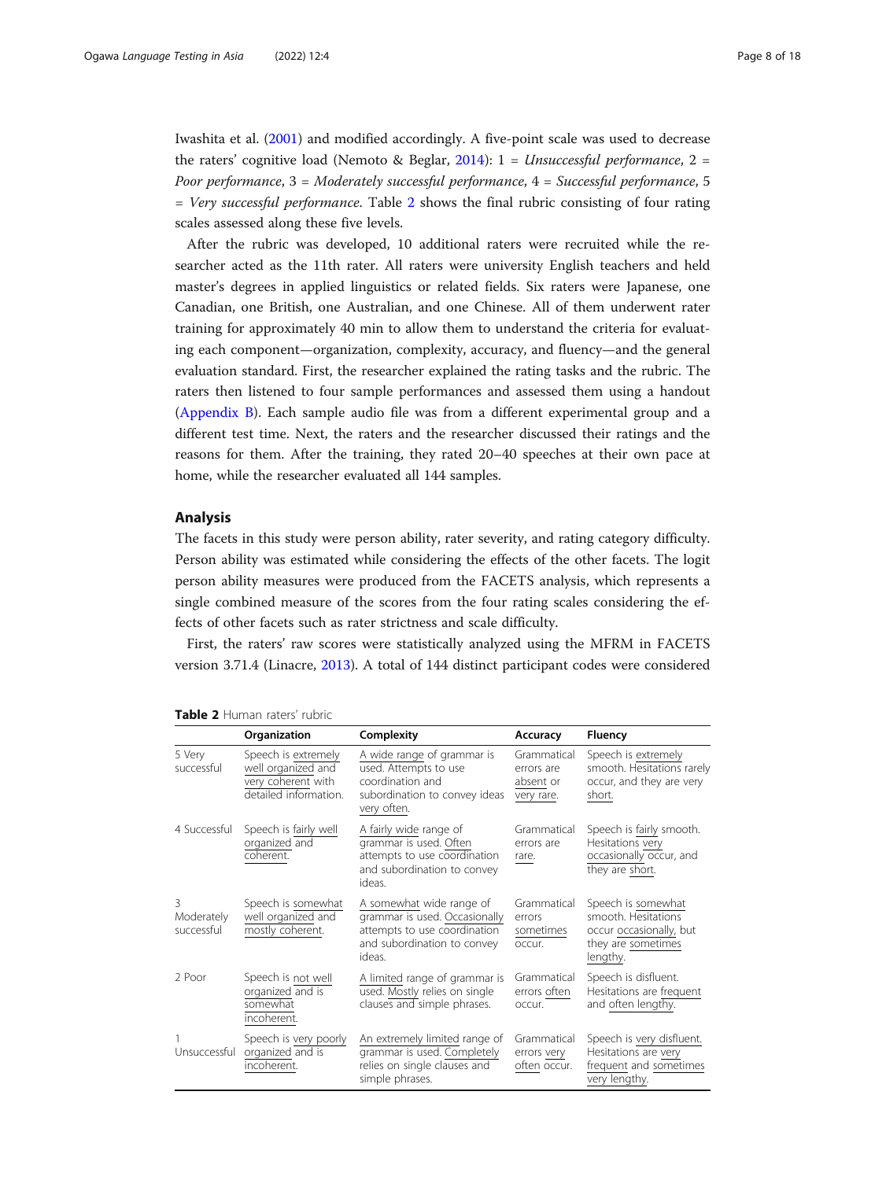Iwashita et al. (2001) and modified accordingly. A five-point scale was used to decrease the raters' cognitive load (Nemoto & Beglar, 2014): 1 = *Unsuccessful performance*, 2 = *Poor performance*, 3 = *Moderately successful performance*, 4 = *Successful performance*, 5 = *Very successful performance*. Table 2 shows the final rubric consisting of four rating scales assessed along these five levels.

After the rubric was developed, 10 additional raters were recruited while the researcher acted as the 11th rater. All raters were university English teachers and held master's degrees in applied linguistics or related fields. Six raters were Japanese, one Canadian, one British, one Australian, and one Chinese. All of them underwent rater training for approximately 40 min to allow them to understand the criteria for evaluating each component—organization, complexity, accuracy, and fluency—and the general evaluation standard. First, the researcher explained the rating tasks and the rubric. The raters then listened to four sample performances and assessed them using a handout (Appendix B). Each sample audio file was from a different experimental group and a different test time. Next, the raters and the researcher discussed their ratings and the reasons for them. After the training, they rated 20–40 speeches at their own pace at home, while the researcher evaluated all 144 samples.

## Analysis

The facets in this study were person ability, rater severity, and rating category difficulty. Person ability was estimated while considering the effects of the other facets. The logit person ability measures were produced from the FACETS analysis, which represents a single combined measure of the scores from the four rating scales considering the effects of other facets such as rater strictness and scale difficulty.

First, the raters' raw scores were statistically analyzed using the MFRM in FACETS version 3.71.4 (Linacre, 2013). A total of 144 distinct participant codes were considered

**Table 2** Human raters' rubric

| | Organization | Complexity | Accuracy | Fluency |
|---|---|---|---|---|
| 5 Very successful | Speech is extremely well organized and very coherent with detailed information. | A wide range of grammar is used. Attempts to use coordination and subordination to convey ideas very often. | Grammatical errors are absent or very rare. | Speech is extremely smooth. Hesitations rarely occur, and they are very short. |
| 4 Successful | Speech is fairly well organized and coherent. | A fairly wide range of grammar is used. Often attempts to use coordination and subordination to convey ideas. | Grammatical errors are rare. | Speech is fairly smooth. Hesitations very occasionally occur, and they are short. |
| 3 Moderately successful | Speech is somewhat well organized and mostly coherent. | A somewhat wide range of grammar is used. Occasionally attempts to use coordination and subordination to convey ideas. | Grammatical errors sometimes occur. | Speech is somewhat smooth. Hesitations occur occasionally, but they are sometimes lengthy. |
| 2 Poor | Speech is not well organized and is somewhat incoherent. | A limited range of grammar is used. Mostly relies on single clauses and simple phrases. | Grammatical errors often occur. | Speech is disfluent. Hesitations are frequent and often lengthy. |
| 1 Unsuccessful | Speech is very poorly organized and is incoherent. | An extremely limited range of grammar is used. Completely relies on single clauses and simple phrases. | Grammatical errors very often occur. | Speech is very disfluent. Hesitations are very frequent and sometimes very lengthy. |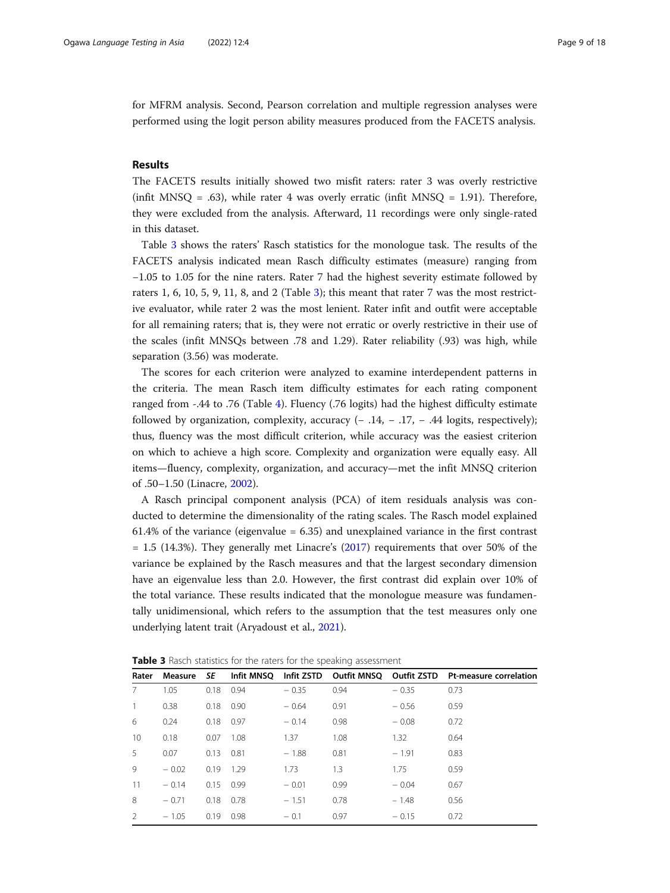for MFRM analysis. Second, Pearson correlation and multiple regression analyses were performed using the logit person ability measures produced from the FACETS analysis.

## Results

The FACETS results initially showed two misfit raters: rater 3 was overly restrictive (infit MNSQ = .63), while rater 4 was overly erratic (infit MNSQ = 1.91). Therefore, they were excluded from the analysis. Afterward, 11 recordings were only single-rated in this dataset.

Table 3 shows the raters' Rasch statistics for the monologue task. The results of the FACETS analysis indicated mean Rasch difficulty estimates (measure) ranging from −1.05 to 1.05 for the nine raters. Rater 7 had the highest severity estimate followed by raters 1, 6, 10, 5, 9, 11, 8, and 2 (Table 3); this meant that rater 7 was the most restrictive evaluator, while rater 2 was the most lenient. Rater infit and outfit were acceptable for all remaining raters; that is, they were not erratic or overly restrictive in their use of the scales (infit MNSQs between .78 and 1.29). Rater reliability (.93) was high, while separation (3.56) was moderate.

The scores for each criterion were analyzed to examine interdependent patterns in the criteria. The mean Rasch item difficulty estimates for each rating component ranged from -.44 to .76 (Table 4). Fluency (.76 logits) had the highest difficulty estimate followed by organization, complexity, accuracy (− .14, − .17, − .44 logits, respectively); thus, fluency was the most difficult criterion, while accuracy was the easiest criterion on which to achieve a high score. Complexity and organization were equally easy. All items—fluency, complexity, organization, and accuracy—met the infit MNSQ criterion of .50–1.50 (Linacre, 2002).

A Rasch principal component analysis (PCA) of item residuals analysis was conducted to determine the dimensionality of the rating scales. The Rasch model explained 61.4% of the variance (eigenvalue = 6.35) and unexplained variance in the first contrast = 1.5 (14.3%). They generally met Linacre's (2017) requirements that over 50% of the variance be explained by the Rasch measures and that the largest secondary dimension have an eigenvalue less than 2.0. However, the first contrast did explain over 10% of the total variance. These results indicated that the monologue measure was fundamentally unidimensional, which refers to the assumption that the test measures only one underlying latent trait (Aryadoust et al., 2021).

**Table 3** Rasch statistics for the raters for the speaking assessment

| Rater | Measure | *SE* | Infit MNSQ | Infit ZSTD | Outfit MNSQ | Outfit ZSTD | Pt-measure correlation |
|---|---|---|---|---|---|---|---|
| 7 | 1.05 | 0.18 | 0.94 | − 0.35 | 0.94 | − 0.35 | 0.73 |
| 1 | 0.38 | 0.18 | 0.90 | − 0.64 | 0.91 | − 0.56 | 0.59 |
| 6 | 0.24 | 0.18 | 0.97 | − 0.14 | 0.98 | − 0.08 | 0.72 |
| 10 | 0.18 | 0.07 | 1.08 | 1.37 | 1.08 | 1.32 | 0.64 |
| 5 | 0.07 | 0.13 | 0.81 | − 1.88 | 0.81 | − 1.91 | 0.83 |
| 9 | − 0.02 | 0.19 | 1.29 | 1.73 | 1.3 | 1.75 | 0.59 |
| 11 | − 0.14 | 0.15 | 0.99 | − 0.01 | 0.99 | − 0.04 | 0.67 |
| 8 | − 0.71 | 0.18 | 0.78 | − 1.51 | 0.78 | − 1.48 | 0.56 |
| 2 | − 1.05 | 0.19 | 0.98 | − 0.1 | 0.97 | − 0.15 | 0.72 |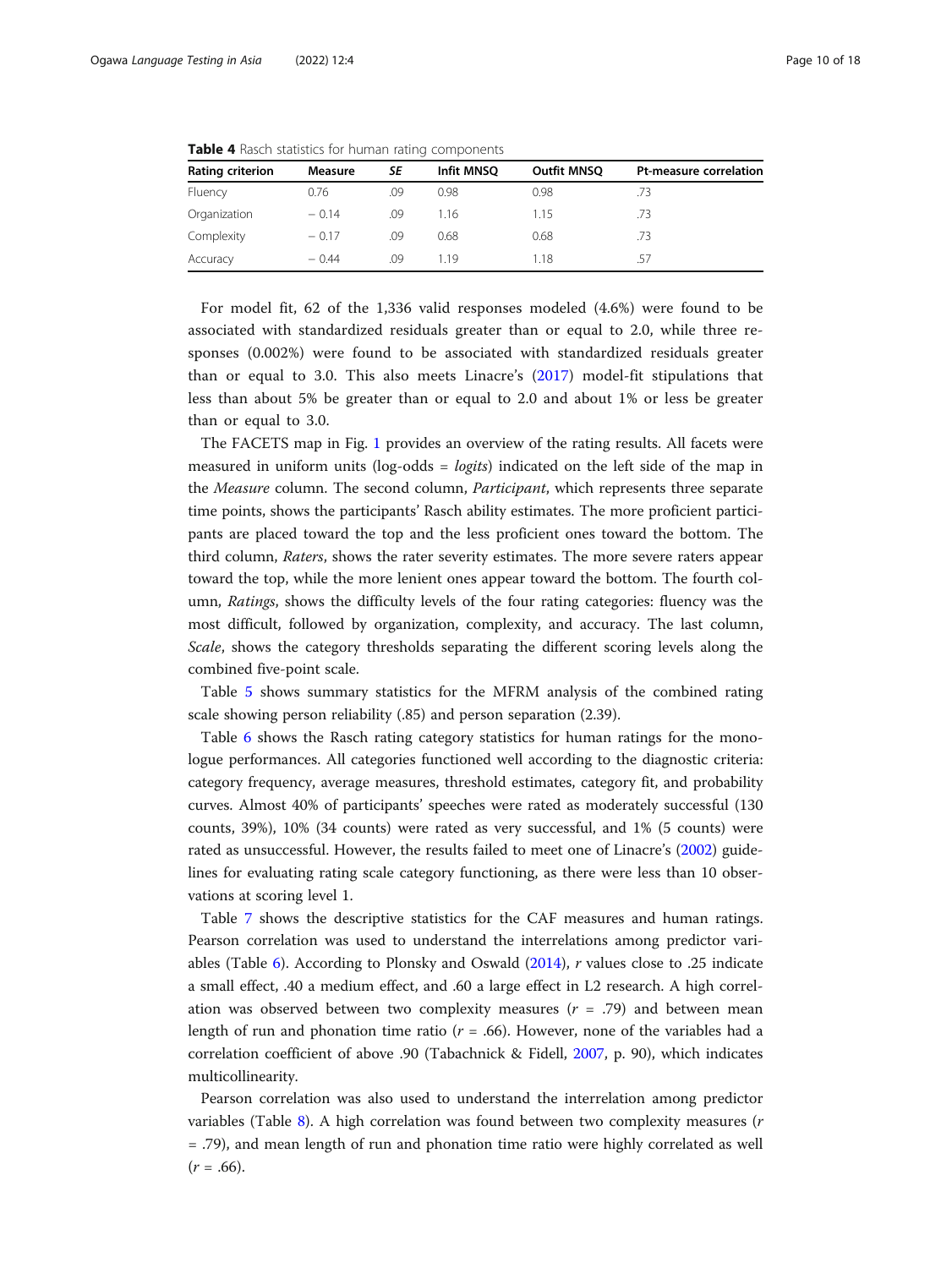**Table 4** Rasch statistics for human rating components

| Rating criterion | Measure | *SE* | Infit MNSQ | Outfit MNSQ | Pt-measure correlation |
|---|---|---|---|---|---|
| Fluency | 0.76 | .09 | 0.98 | 0.98 | .73 |
| Organization | − 0.14 | .09 | 1.16 | 1.15 | .73 |
| Complexity | − 0.17 | .09 | 0.68 | 0.68 | .73 |
| Accuracy | − 0.44 | .09 | 1.19 | 1.18 | .57 |

For model fit, 62 of the 1,336 valid responses modeled (4.6%) were found to be associated with standardized residuals greater than or equal to 2.0, while three responses (0.002%) were found to be associated with standardized residuals greater than or equal to 3.0. This also meets Linacre's (2017) model-fit stipulations that less than about 5% be greater than or equal to 2.0 and about 1% or less be greater than or equal to 3.0.

The FACETS map in Fig. 1 provides an overview of the rating results. All facets were measured in uniform units (log-odds = *logits*) indicated on the left side of the map in the *Measure* column. The second column, *Participant*, which represents three separate time points, shows the participants' Rasch ability estimates. The more proficient participants are placed toward the top and the less proficient ones toward the bottom. The third column, *Raters*, shows the rater severity estimates. The more severe raters appear toward the top, while the more lenient ones appear toward the bottom. The fourth column, *Ratings*, shows the difficulty levels of the four rating categories: fluency was the most difficult, followed by organization, complexity, and accuracy. The last column, *Scale*, shows the category thresholds separating the different scoring levels along the combined five-point scale.

Table 5 shows summary statistics for the MFRM analysis of the combined rating scale showing person reliability (.85) and person separation (2.39).

Table 6 shows the Rasch rating category statistics for human ratings for the monologue performances. All categories functioned well according to the diagnostic criteria: category frequency, average measures, threshold estimates, category fit, and probability curves. Almost 40% of participants' speeches were rated as moderately successful (130 counts, 39%), 10% (34 counts) were rated as very successful, and 1% (5 counts) were rated as unsuccessful. However, the results failed to meet one of Linacre's (2002) guidelines for evaluating rating scale category functioning, as there were less than 10 observations at scoring level 1.

Table 7 shows the descriptive statistics for the CAF measures and human ratings. Pearson correlation was used to understand the interrelations among predictor variables (Table 6). According to Plonsky and Oswald (2014), *r* values close to .25 indicate a small effect, .40 a medium effect, and .60 a large effect in L2 research. A high correlation was observed between two complexity measures ($r$ = .79) and between mean length of run and phonation time ratio ($r$ = .66). However, none of the variables had a correlation coefficient of above .90 (Tabachnick & Fidell, 2007, p. 90), which indicates multicollinearity.

Pearson correlation was also used to understand the interrelation among predictor variables (Table 8). A high correlation was found between two complexity measures ($r$ = .79), and mean length of run and phonation time ratio were highly correlated as well ($r$ = .66).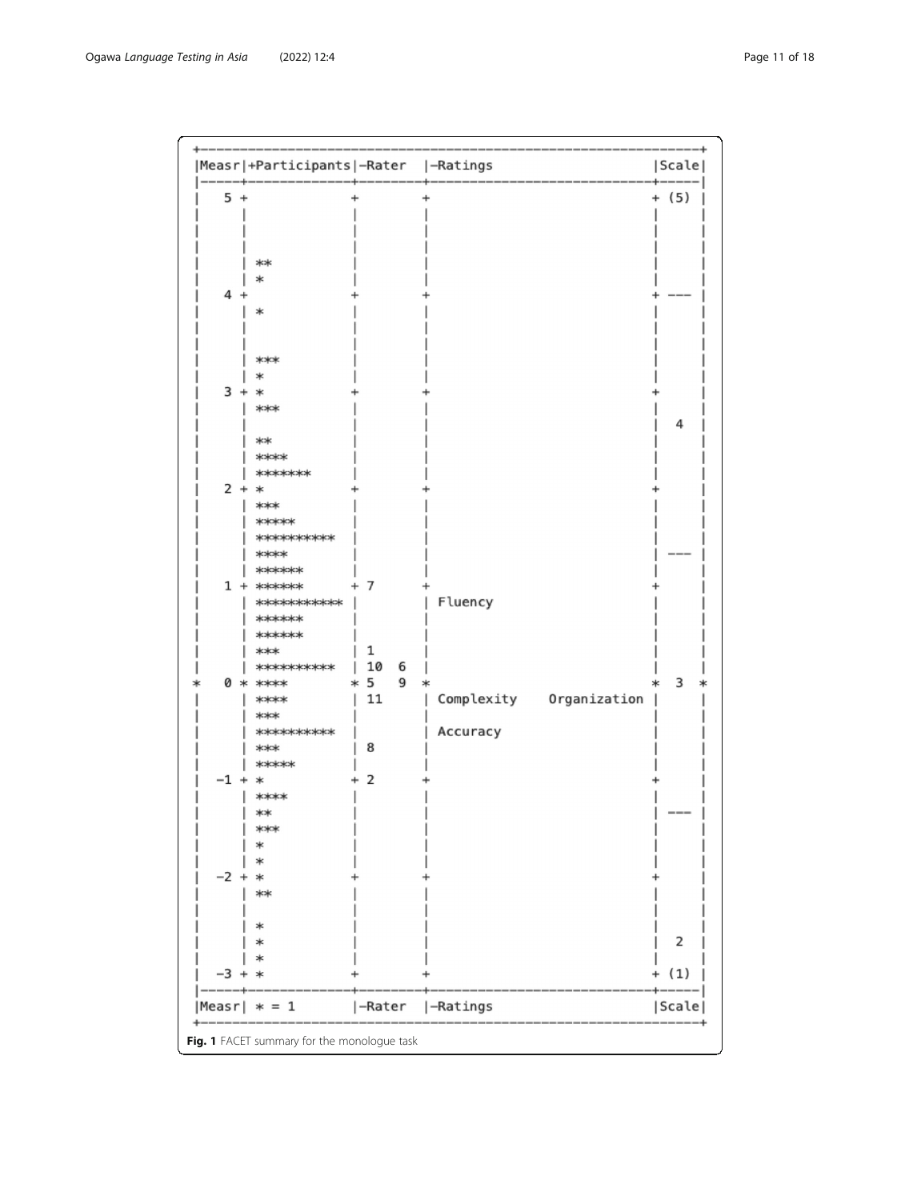```
+---------------------------------------------------------------------------------+
|Measr|+Participants|-Rater  |-Ratings                                     |Scale|
|-----+-------------+--------+---------------------------------------------+-----|
|   5 +             +        +                                             + (5) |
|     |             |        |                                             |     |
|     |             |        |                                             |     |
|     |             |        |                                             |     |
|     | **          |        |                                             |     |
|     | *           |        |                                             |     |
|   4 +             +        +                                             + --- |
|     | *           |        |                                             |     |
|     |             |        |                                             |     |
|     |             |        |                                             |     |
|     | ***         |        |                                             |     |
|     | *           |        |                                             |     |
|   3 + *           +        +                                             +     |
|     | ***         |        |                                             |     |
|     |             |        |                                             |  4  |
|     | **          |        |                                             |     |
|     | ****        |        |                                             |     |
|     | *******     |        |                                             |     |
|   2 + *           +        +                                             +     |
|     | ***         |        |                                             |     |
|     | *****       |        |                                             |     |
|     | **********  |        |                                             |     |
|     | ****        |        |                                             | --- |
|     | ******      |        |                                             |     |
|   1 + ******      + 7      +                                             +     |
|     | *********** |        | Fluency                                     |     |
|     | ******      |        |                                             |     |
|     | ******      |        |                                             |     |
|     | ***         | 1      |                                             |     |
|     | **********  | 10  6  |                                             |     |
*   0 * ****        * 5   9  *                                             *  3  *
|     | ****        | 11     | Complexity    Organization                  |     |
|     | ***         |        |                                             |     |
|     | **********  |        | Accuracy                                    |     |
|     | ***         | 8      |                                             |     |
|     | *****       |        |                                             |     |
|  -1 + *           + 2      +                                             +     |
|     | ****        |        |                                             |     |
|     | **          |        |                                             | --- |
|     | ***         |        |                                             |     |
|     | *           |        |                                             |     |
|     | *           |        |                                             |     |
|  -2 + *           +        +                                             +     |
|     | **          |        |                                             |     |
|     |             |        |                                             |     |
|     | *           |        |                                             |     |
|     | *           |        |                                             |  2  |
|     | *           |        |                                             |     |
|  -3 + *           +        +                                             + (1) |
|-----+-------------+--------+---------------------------------------------+-----|
|Measr| * = 1       |-Rater  |-Ratings                                     |Scale|
+---------------------------------------------------------------------------------+
```

**Fig. 1** FACET summary for the monologue task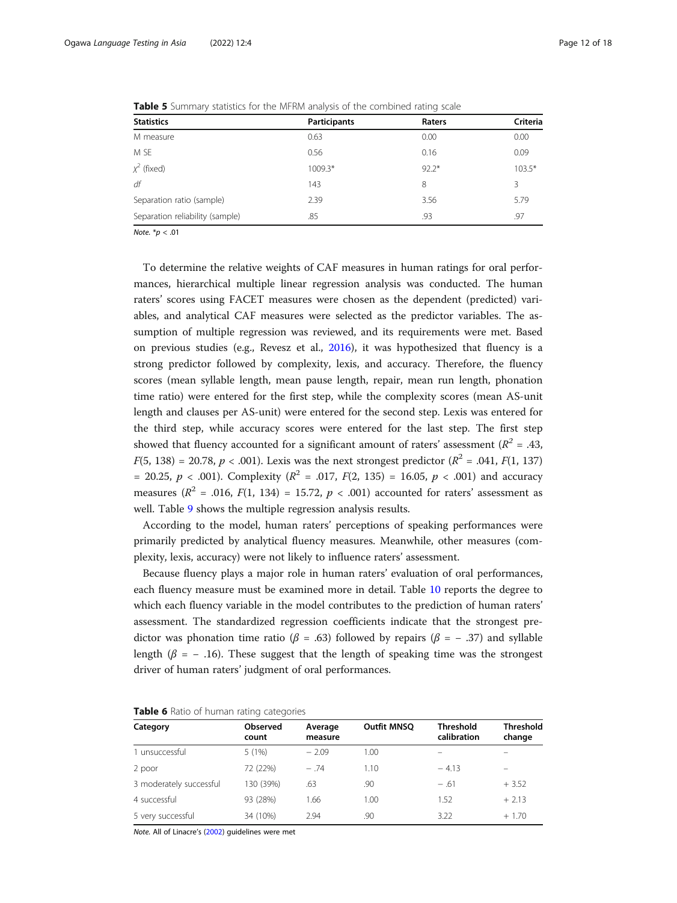**Table 5** Summary statistics for the MFRM analysis of the combined rating scale

| Statistics | Participants | Raters | Criteria |
|---|---|---|---|
| M measure | 0.63 | 0.00 | 0.00 |
| M SE | 0.56 | 0.16 | 0.09 |
| $\chi^2$ (fixed) | 1009.3* | 92.2* | 103.5* |
| *df* | 143 | 8 | 3 |
| Separation ratio (sample) | 2.39 | 3.56 | 5.79 |
| Separation reliability (sample) | .85 | .93 | .97 |

*Note.* *$p < .01$

To determine the relative weights of CAF measures in human ratings for oral performances, hierarchical multiple linear regression analysis was conducted. The human raters' scores using FACET measures were chosen as the dependent (predicted) variables, and analytical CAF measures were selected as the predictor variables. The assumption of multiple regression was reviewed, and its requirements were met. Based on previous studies (e.g., Revesz et al., 2016), it was hypothesized that fluency is a strong predictor followed by complexity, lexis, and accuracy. Therefore, the fluency scores (mean syllable length, mean pause length, repair, mean run length, phonation time ratio) were entered for the first step, while the complexity scores (mean AS-unit length and clauses per AS-unit) were entered for the second step. Lexis was entered for the third step, while accuracy scores were entered for the last step. The first step showed that fluency accounted for a significant amount of raters' assessment ($R^2$ = .43, $F$(5, 138) = 20.78, $p$ < .001). Lexis was the next strongest predictor ($R^2$ = .041, $F$(1, 137) = 20.25, $p$ < .001). Complexity ($R^2$ = .017, $F$(2, 135) = 16.05, $p$ < .001) and accuracy measures ($R^2$ = .016, $F$(1, 134) = 15.72, $p$ < .001) accounted for raters' assessment as well. Table 9 shows the multiple regression analysis results.

According to the model, human raters' perceptions of speaking performances were primarily predicted by analytical fluency measures. Meanwhile, other measures (complexity, lexis, accuracy) were not likely to influence raters' assessment.

Because fluency plays a major role in human raters' evaluation of oral performances, each fluency measure must be examined more in detail. Table 10 reports the degree to which each fluency variable in the model contributes to the prediction of human raters' assessment. The standardized regression coefficients indicate that the strongest predictor was phonation time ratio ($\beta$ = .63) followed by repairs ($\beta$ = − .37) and syllable length ($\beta$ = − .16). These suggest that the length of speaking time was the strongest driver of human raters' judgment of oral performances.

**Table 6** Ratio of human rating categories

| Category | Observed count | Average measure | Outfit MNSQ | Threshold calibration | Threshold change |
|---|---|---|---|---|---|
| 1 unsuccessful | 5 (1%) | − 2.09 | 1.00 | – | – |
| 2 poor | 72 (22%) | − .74 | 1.10 | − 4.13 | – |
| 3 moderately successful | 130 (39%) | .63 | .90 | − .61 | + 3.52 |
| 4 successful | 93 (28%) | 1.66 | 1.00 | 1.52 | + 2.13 |
| 5 very successful | 34 (10%) | 2.94 | .90 | 3.22 | + 1.70 |

*Note.* All of Linacre's (2002) guidelines were met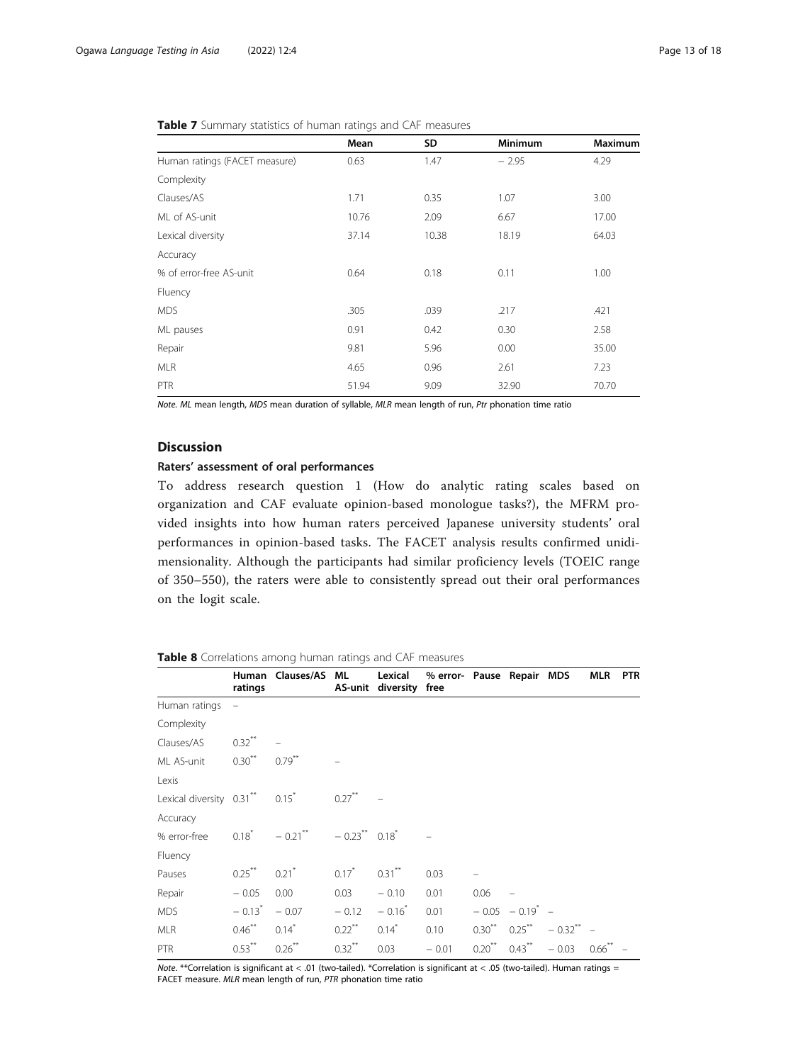**Table 7** Summary statistics of human ratings and CAF measures

| | Mean | SD | Minimum | Maximum |
|---|---|---|---|---|
| Human ratings (FACET measure) | 0.63 | 1.47 | − 2.95 | 4.29 |
| Complexity | | | | |
| Clauses/AS | 1.71 | 0.35 | 1.07 | 3.00 |
| ML of AS-unit | 10.76 | 2.09 | 6.67 | 17.00 |
| Lexical diversity | 37.14 | 10.38 | 18.19 | 64.03 |
| Accuracy | | | | |
| % of error-free AS-unit | 0.64 | 0.18 | 0.11 | 1.00 |
| Fluency | | | | |
| MDS | .305 | .039 | .217 | .421 |
| ML pauses | 0.91 | 0.42 | 0.30 | 2.58 |
| Repair | 9.81 | 5.96 | 0.00 | 35.00 |
| MLR | 4.65 | 0.96 | 2.61 | 7.23 |
| PTR | 51.94 | 9.09 | 32.90 | 70.70 |

*Note. ML* mean length, *MDS* mean duration of syllable, *MLR* mean length of run, *Ptr* phonation time ratio

## Discussion

### Raters' assessment of oral performances

To address research question 1 (How do analytic rating scales based on organization and CAF evaluate opinion-based monologue tasks?), the MFRM provided insights into how human raters perceived Japanese university students' oral performances in opinion-based tasks. The FACET analysis results confirmed unidimensionality. Although the participants had similar proficiency levels (TOEIC range of 350–550), the raters were able to consistently spread out their oral performances on the logit scale.

**Table 8** Correlations among human ratings and CAF measures

| | Human ratings | Clauses/AS | ML AS-unit | Lexical diversity | % error-free | Pause | Repair | MDS | MLR | PTR |
|---|---|---|---|---|---|---|---|---|---|---|
| Human ratings | – | | | | | | | | | |
| Complexity | | | | | | | | | | |
| Clauses/AS | 0.32** | – | | | | | | | | |
| ML AS-unit | 0.30** | 0.79** | – | | | | | | | |
| Lexis | | | | | | | | | | |
| Lexical diversity | 0.31** | 0.15* | 0.27** | – | | | | | | |
| Accuracy | | | | | | | | | | |
| % error-free | 0.18* | − 0.21** | − 0.23** | 0.18* | – | | | | | |
| Fluency | | | | | | | | | | |
| Pauses | 0.25** | 0.21* | 0.17* | 0.31** | 0.03 | – | | | | |
| Repair | − 0.05 | 0.00 | 0.03 | − 0.10 | 0.01 | 0.06 | – | | | |
| MDS | − 0.13* | − 0.07 | − 0.12 | − 0.16* | 0.01 | − 0.05 | − 0.19* | – | | |
| MLR | 0.46** | 0.14* | 0.22** | 0.14* | 0.10 | 0.30** | 0.25** | − 0.32** | – | |
| PTR | 0.53** | 0.26** | 0.32** | 0.03 | − 0.01 | 0.20** | 0.43** | − 0.03 | 0.66** | – |

*Note*. **Correlation is significant at < .01 (two-tailed). *Correlation is significant at < .05 (two-tailed). Human ratings = FACET measure. *MLR* mean length of run, *PTR* phonation time ratio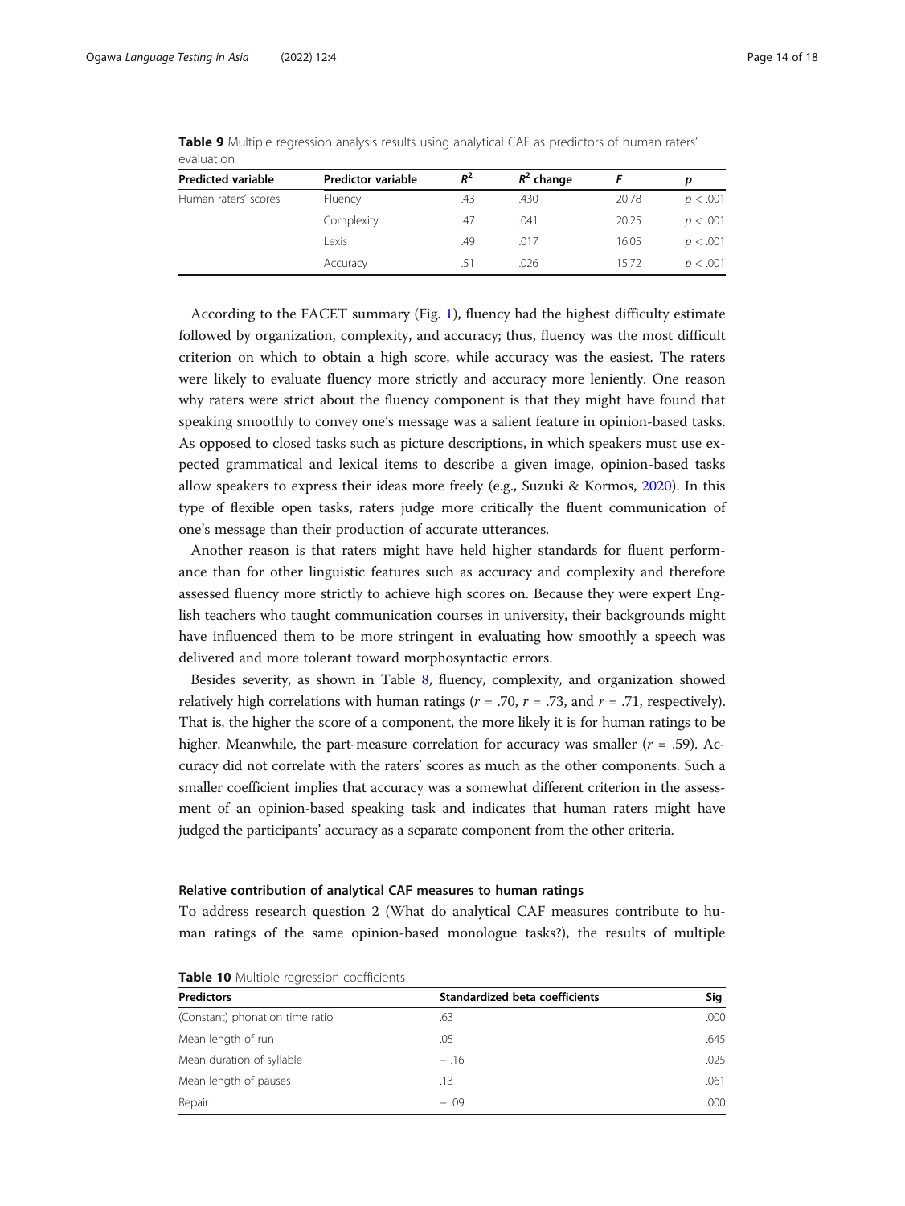**Table 9** Multiple regression analysis results using analytical CAF as predictors of human raters' evaluation

| Predicted variable | Predictor variable | $R^2$ | $R^2$ change | $F$ | $p$ |
|---|---|---|---|---|---|
| Human raters' scores | Fluency | .43 | .430 | 20.78 | $p < .001$ |
| | Complexity | .47 | .041 | 20.25 | $p < .001$ |
| | Lexis | .49 | .017 | 16.05 | $p < .001$ |
| | Accuracy | .51 | .026 | 15.72 | $p < .001$ |

According to the FACET summary (Fig. 1), fluency had the highest difficulty estimate followed by organization, complexity, and accuracy; thus, fluency was the most difficult criterion on which to obtain a high score, while accuracy was the easiest. The raters were likely to evaluate fluency more strictly and accuracy more leniently. One reason why raters were strict about the fluency component is that they might have found that speaking smoothly to convey one's message was a salient feature in opinion-based tasks. As opposed to closed tasks such as picture descriptions, in which speakers must use expected grammatical and lexical items to describe a given image, opinion-based tasks allow speakers to express their ideas more freely (e.g., Suzuki & Kormos, 2020). In this type of flexible open tasks, raters judge more critically the fluent communication of one's message than their production of accurate utterances.

Another reason is that raters might have held higher standards for fluent performance than for other linguistic features such as accuracy and complexity and therefore assessed fluency more strictly to achieve high scores on. Because they were expert English teachers who taught communication courses in university, their backgrounds might have influenced them to be more stringent in evaluating how smoothly a speech was delivered and more tolerant toward morphosyntactic errors.

Besides severity, as shown in Table 8, fluency, complexity, and organization showed relatively high correlations with human ratings ($r$ = .70, $r$ = .73, and $r$ = .71, respectively). That is, the higher the score of a component, the more likely it is for human ratings to be higher. Meanwhile, the part-measure correlation for accuracy was smaller ($r$ = .59). Accuracy did not correlate with the raters' scores as much as the other components. Such a smaller coefficient implies that accuracy was a somewhat different criterion in the assessment of an opinion-based speaking task and indicates that human raters might have judged the participants' accuracy as a separate component from the other criteria.

### Relative contribution of analytical CAF measures to human ratings

To address research question 2 (What do analytical CAF measures contribute to human ratings of the same opinion-based monologue tasks?), the results of multiple

**Table 10** Multiple regression coefficients

| Predictors | Standardized beta coefficients | Sig |
|---|---|---|
| (Constant) phonation time ratio | .63 | .000 |
| Mean length of run | .05 | .645 |
| Mean duration of syllable | − .16 | .025 |
| Mean length of pauses | .13 | .061 |
| Repair | − .09 | .000 |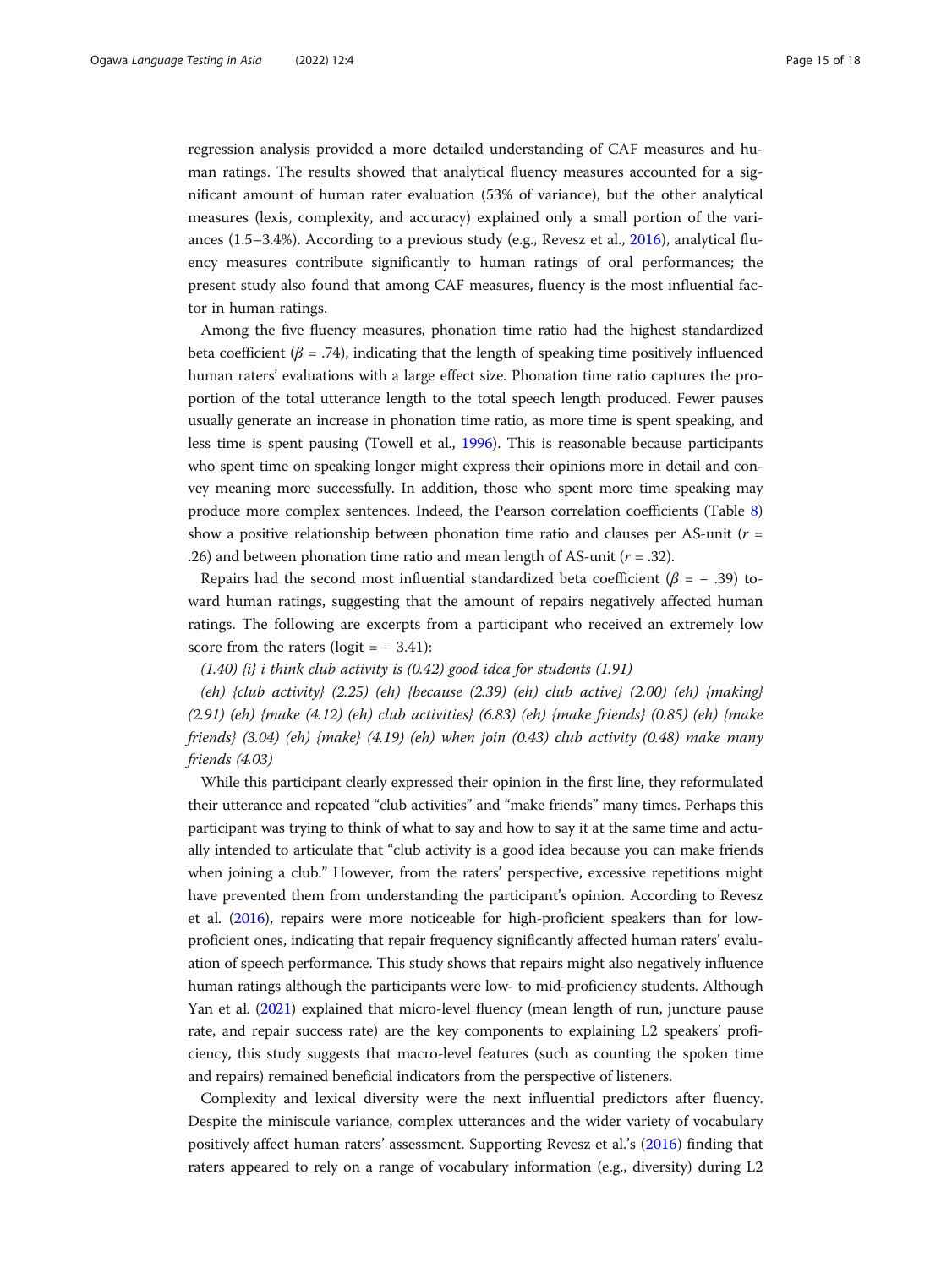regression analysis provided a more detailed understanding of CAF measures and human ratings. The results showed that analytical fluency measures accounted for a significant amount of human rater evaluation (53% of variance), but the other analytical measures (lexis, complexity, and accuracy) explained only a small portion of the variances (1.5–3.4%). According to a previous study (e.g., Revesz et al., 2016), analytical fluency measures contribute significantly to human ratings of oral performances; the present study also found that among CAF measures, fluency is the most influential factor in human ratings.

Among the five fluency measures, phonation time ratio had the highest standardized beta coefficient ($\beta$ = .74), indicating that the length of speaking time positively influenced human raters' evaluations with a large effect size. Phonation time ratio captures the proportion of the total utterance length to the total speech length produced. Fewer pauses usually generate an increase in phonation time ratio, as more time is spent speaking, and less time is spent pausing (Towell et al., 1996). This is reasonable because participants who spent time on speaking longer might express their opinions more in detail and convey meaning more successfully. In addition, those who spent more time speaking may produce more complex sentences. Indeed, the Pearson correlation coefficients (Table 8) show a positive relationship between phonation time ratio and clauses per AS-unit ($r$ = .26) and between phonation time ratio and mean length of AS-unit ($r$ = .32).

Repairs had the second most influential standardized beta coefficient ($\beta$ = − .39) toward human ratings, suggesting that the amount of repairs negatively affected human ratings. The following are excerpts from a participant who received an extremely low score from the raters (logit = − 3.41):

*(1.40) {i} i think club activity is (0.42) good idea for students (1.91)*

*(eh) {club activity} (2.25) (eh) {because (2.39) (eh) club active} (2.00) (eh) {making} (2.91) (eh) {make (4.12) (eh) club activities} (6.83) (eh) {make friends} (0.85) (eh) {make friends} (3.04) (eh) {make} (4.19) (eh) when join (0.43) club activity (0.48) make many friends (4.03)*

While this participant clearly expressed their opinion in the first line, they reformulated their utterance and repeated "club activities" and "make friends" many times. Perhaps this participant was trying to think of what to say and how to say it at the same time and actually intended to articulate that "club activity is a good idea because you can make friends when joining a club." However, from the raters' perspective, excessive repetitions might have prevented them from understanding the participant's opinion. According to Revesz et al. (2016), repairs were more noticeable for high-proficient speakers than for low-proficient ones, indicating that repair frequency significantly affected human raters' evaluation of speech performance. This study shows that repairs might also negatively influence human ratings although the participants were low- to mid-proficiency students. Although Yan et al. (2021) explained that micro-level fluency (mean length of run, juncture pause rate, and repair success rate) are the key components to explaining L2 speakers' proficiency, this study suggests that macro-level features (such as counting the spoken time and repairs) remained beneficial indicators from the perspective of listeners.

Complexity and lexical diversity were the next influential predictors after fluency. Despite the miniscule variance, complex utterances and the wider variety of vocabulary positively affect human raters' assessment. Supporting Revesz et al.'s (2016) finding that raters appeared to rely on a range of vocabulary information (e.g., diversity) during L2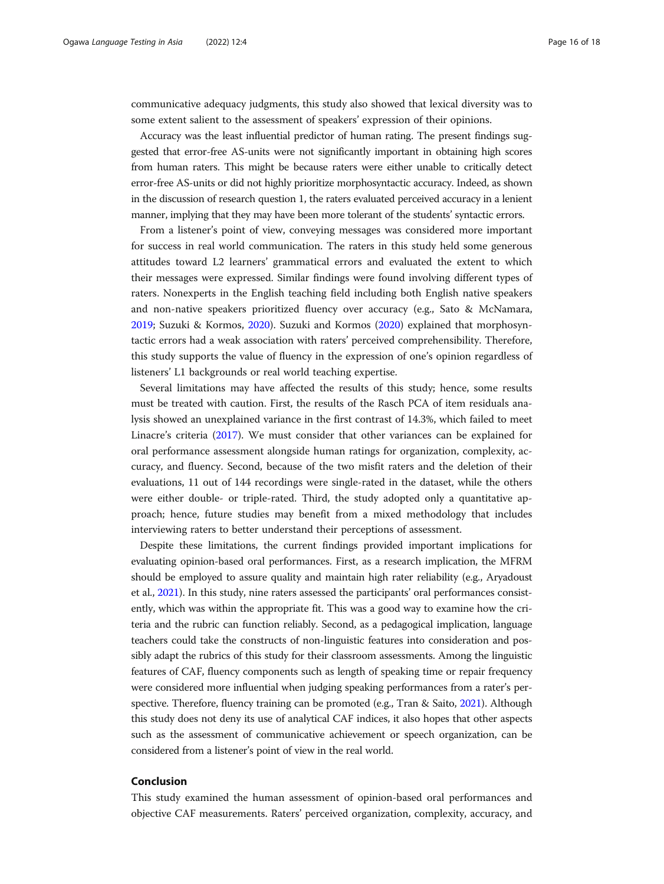communicative adequacy judgments, this study also showed that lexical diversity was to some extent salient to the assessment of speakers' expression of their opinions.

Accuracy was the least influential predictor of human rating. The present findings suggested that error-free AS-units were not significantly important in obtaining high scores from human raters. This might be because raters were either unable to critically detect error-free AS-units or did not highly prioritize morphosyntactic accuracy. Indeed, as shown in the discussion of research question 1, the raters evaluated perceived accuracy in a lenient manner, implying that they may have been more tolerant of the students' syntactic errors.

From a listener's point of view, conveying messages was considered more important for success in real world communication. The raters in this study held some generous attitudes toward L2 learners' grammatical errors and evaluated the extent to which their messages were expressed. Similar findings were found involving different types of raters. Nonexperts in the English teaching field including both English native speakers and non-native speakers prioritized fluency over accuracy (e.g., Sato & McNamara, 2019; Suzuki & Kormos, 2020). Suzuki and Kormos (2020) explained that morphosyntactic errors had a weak association with raters' perceived comprehensibility. Therefore, this study supports the value of fluency in the expression of one's opinion regardless of listeners' L1 backgrounds or real world teaching expertise.

Several limitations may have affected the results of this study; hence, some results must be treated with caution. First, the results of the Rasch PCA of item residuals analysis showed an unexplained variance in the first contrast of 14.3%, which failed to meet Linacre's criteria (2017). We must consider that other variances can be explained for oral performance assessment alongside human ratings for organization, complexity, accuracy, and fluency. Second, because of the two misfit raters and the deletion of their evaluations, 11 out of 144 recordings were single-rated in the dataset, while the others were either double- or triple-rated. Third, the study adopted only a quantitative approach; hence, future studies may benefit from a mixed methodology that includes interviewing raters to better understand their perceptions of assessment.

Despite these limitations, the current findings provided important implications for evaluating opinion-based oral performances. First, as a research implication, the MFRM should be employed to assure quality and maintain high rater reliability (e.g., Aryadoust et al., 2021). In this study, nine raters assessed the participants' oral performances consistently, which was within the appropriate fit. This was a good way to examine how the criteria and the rubric can function reliably. Second, as a pedagogical implication, language teachers could take the constructs of non-linguistic features into consideration and possibly adapt the rubrics of this study for their classroom assessments. Among the linguistic features of CAF, fluency components such as length of speaking time or repair frequency were considered more influential when judging speaking performances from a rater's perspective. Therefore, fluency training can be promoted (e.g., Tran & Saito, 2021). Although this study does not deny its use of analytical CAF indices, it also hopes that other aspects such as the assessment of communicative achievement or speech organization, can be considered from a listener's point of view in the real world.

## Conclusion

This study examined the human assessment of opinion-based oral performances and objective CAF measurements. Raters' perceived organization, complexity, accuracy, and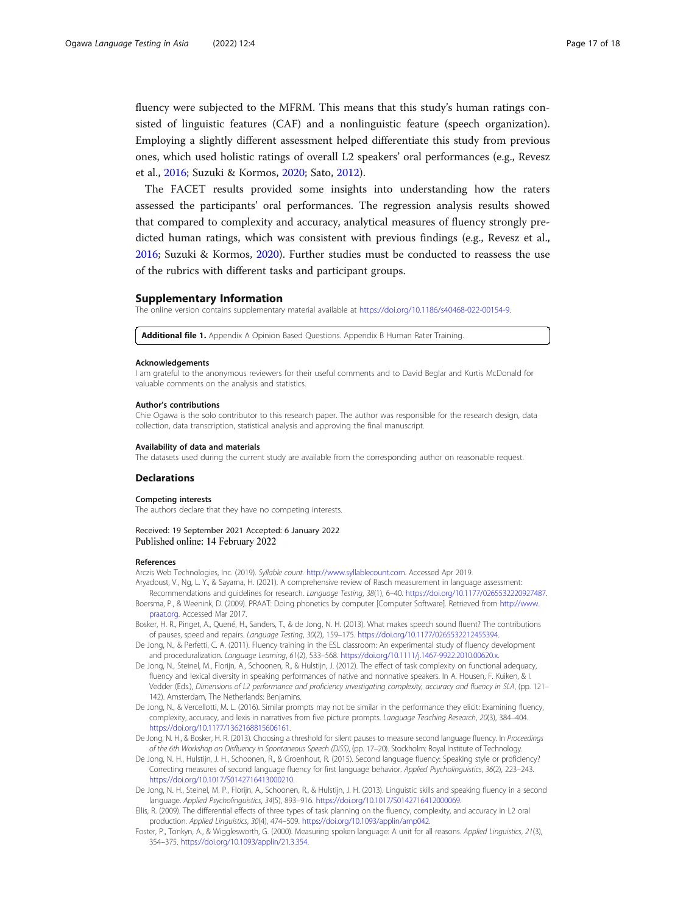fluency were subjected to the MFRM. This means that this study's human ratings consisted of linguistic features (CAF) and a nonlinguistic feature (speech organization). Employing a slightly different assessment helped differentiate this study from previous ones, which used holistic ratings of overall L2 speakers' oral performances (e.g., Revesz et al., 2016; Suzuki & Kormos, 2020; Sato, 2012).

The FACET results provided some insights into understanding how the raters assessed the participants' oral performances. The regression analysis results showed that compared to complexity and accuracy, analytical measures of fluency strongly predicted human ratings, which was consistent with previous findings (e.g., Revesz et al., 2016; Suzuki & Kormos, 2020). Further studies must be conducted to reassess the use of the rubrics with different tasks and participant groups.

## Supplementary Information

The online version contains supplementary material available at https://doi.org/10.1186/s40468-022-00154-9.

**Additional file 1.** Appendix A Opinion Based Questions. Appendix B Human Rater Training.

#### Acknowledgements

I am grateful to the anonymous reviewers for their useful comments and to David Beglar and Kurtis McDonald for valuable comments on the analysis and statistics.

#### Author's contributions

Chie Ogawa is the solo contributor to this research paper. The author was responsible for the research design, data collection, data transcription, statistical analysis and approving the final manuscript.

#### Availability of data and materials

The datasets used during the current study are available from the corresponding author on reasonable request.

## Declarations

#### Competing interests

The authors declare that they have no competing interests.

Received: 19 September 2021 Accepted: 6 January 2022
Published online: 14 February 2022

#### References

Arczis Web Technologies, Inc. (2019). *Syllable count.* http://www.syllablecount.com. Accessed Apr 2019.

Aryadoust, V., Ng, L. Y., & Sayama, H. (2021). A comprehensive review of Rasch measurement in language assessment: Recommendations and guidelines for research. *Language Testing*, *38*(1), 6–40. https://doi.org/10.1177/0265532220927487.

Boersma, P., & Weenink, D. (2009). PRAAT: Doing phonetics by computer [Computer Software]. Retrieved from http://www.praat.org. Accessed Mar 2017.

Bosker, H. R., Pinget, A., Quené, H., Sanders, T., & de Jong, N. H. (2013). What makes speech sound fluent? The contributions of pauses, speed and repairs. *Language Testing*, *30*(2), 159–175. https://doi.org/10.1177/0265532212455394.

De Jong, N., & Perfetti, C. A. (2011). Fluency training in the ESL classroom: An experimental study of fluency development and proceduralization. *Language Learning*, *61*(2), 533–568. https://doi.org/10.1111/j.1467-9922.2010.00620.x.

De Jong, N., Steinel, M., Florijn, A., Schoonen, R., & Hulstijn, J. (2012). The effect of task complexity on functional adequacy, fluency and lexical diversity in speaking performances of native and nonnative speakers. In A. Housen, F. Kuiken, & I. Vedder (Eds.), *Dimensions of L2 performance and proficiency investigating complexity, accuracy and fluency in SLA*, (pp. 121–142). Amsterdam, The Netherlands: Benjamins.

De Jong, N., & Vercellotti, M. L. (2016). Similar prompts may not be similar in the performance they elicit: Examining fluency, complexity, accuracy, and lexis in narratives from five picture prompts. *Language Teaching Research*, *20*(3), 384–404. https://doi.org/10.1177/1362168815606161.

De Jong, N. H., & Bosker, H. R. (2013). Choosing a threshold for silent pauses to measure second language fluency. In *Proceedings of the 6th Workshop on Disfluency in Spontaneous Speech (DiSS)*, (pp. 17–20). Stockholm: Royal Institute of Technology.

De Jong, N. H., Hulstijn, J. H., Schoonen, R., & Groenhout, R. (2015). Second language fluency: Speaking style or proficiency? Correcting measures of second language fluency for first language behavior. *Applied Psycholinguistics*, *36*(2), 223–243. https://doi.org/10.1017/S0142716413000210.

De Jong, N. H., Steinel, M. P., Florijn, A., Schoonen, R., & Hulstijn, J. H. (2013). Linguistic skills and speaking fluency in a second language. *Applied Psycholinguistics*, *34*(5), 893–916. https://doi.org/10.1017/S0142716412000069.

Ellis, R. (2009). The differential effects of three types of task planning on the fluency, complexity, and accuracy in L2 oral production. *Applied Linguistics*, *30*(4), 474–509. https://doi.org/10.1093/applin/amp042.

Foster, P., Tonkyn, A., & Wigglesworth, G. (2000). Measuring spoken language: A unit for all reasons. *Applied Linguistics*, *21*(3), 354–375. https://doi.org/10.1093/applin/21.3.354.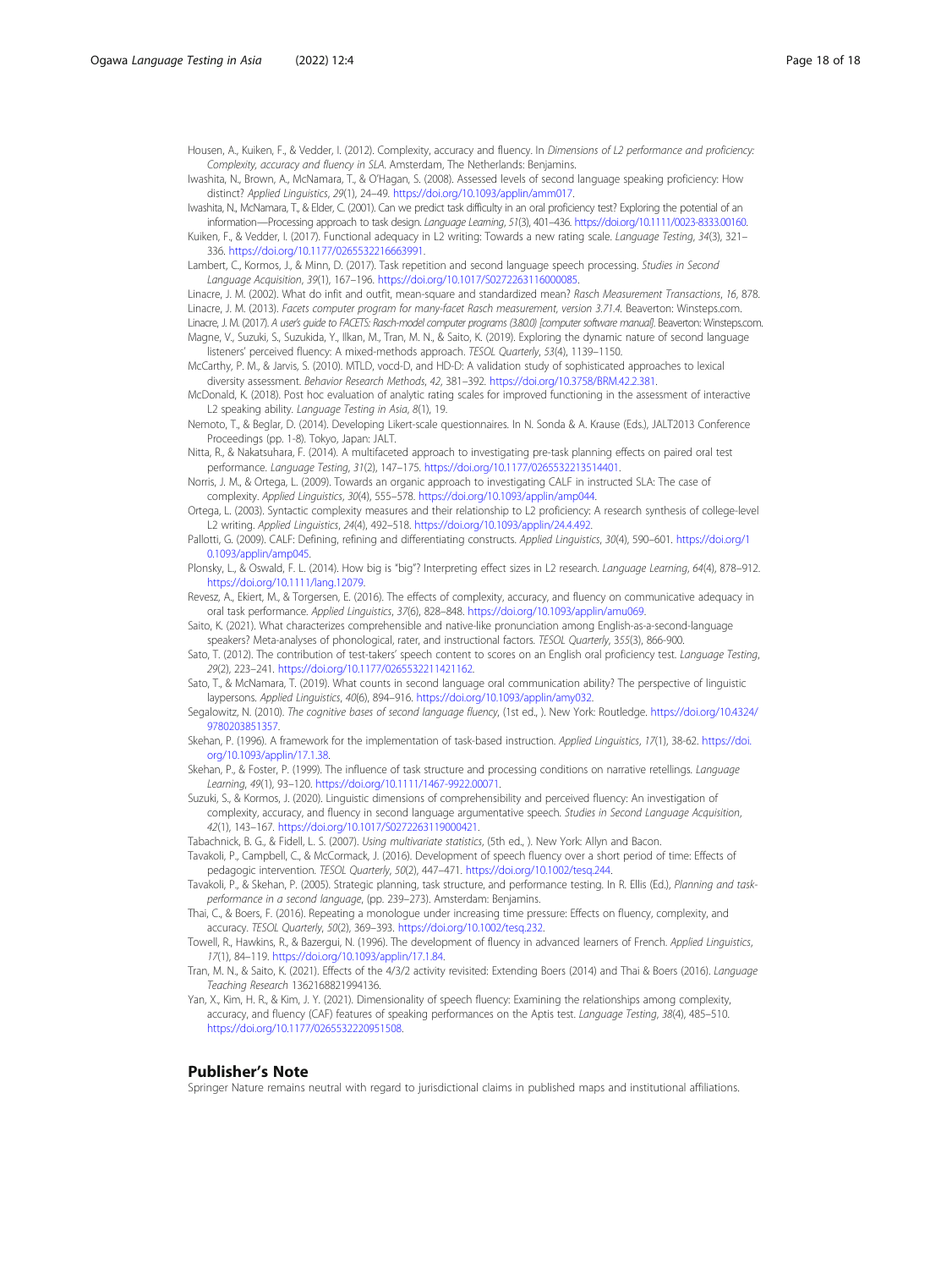Housen, A., Kuiken, F., & Vedder, I. (2012). Complexity, accuracy and fluency. In *Dimensions of L2 performance and proficiency: Complexity, accuracy and fluency in SLA*. Amsterdam, The Netherlands: Benjamins.

Iwashita, N., Brown, A., McNamara, T., & O'Hagan, S. (2008). Assessed levels of second language speaking proficiency: How distinct? *Applied Linguistics*, *29*(1), 24–49. https://doi.org/10.1093/applin/amm017.

Iwashita, N., McNamara, T., & Elder, C. (2001). Can we predict task difficulty in an oral proficiency test? Exploring the potential of an information—Processing approach to task design. *Language Learning*, *51*(3), 401–436. https://doi.org/10.1111/0023-8333.00160.

Kuiken, F., & Vedder, I. (2017). Functional adequacy in L2 writing: Towards a new rating scale. *Language Testing*, *34*(3), 321–336. https://doi.org/10.1177/0265532216663991.

Lambert, C., Kormos, J., & Minn, D. (2017). Task repetition and second language speech processing. *Studies in Second Language Acquisition*, *39*(1), 167–196. https://doi.org/10.1017/S0272263116000085.

Linacre, J. M. (2002). What do infit and outfit, mean-square and standardized mean? *Rasch Measurement Transactions*, *16*, 878.

Linacre, J. M. (2013). *Facets computer program for many-facet Rasch measurement, version 3.71.4*. Beaverton: Winsteps.com.

Linacre, J. M. (2017). *A user's guide to FACETS: Rasch-model computer programs (3.80.0) [computer software manual]*. Beaverton: Winsteps.com.

Magne, V., Suzuki, S., Suzukida, Y., Ilkan, M., Tran, M. N., & Saito, K. (2019). Exploring the dynamic nature of second language listeners' perceived fluency: A mixed-methods approach. *TESOL Quarterly*, *53*(4), 1139–1150.

McCarthy, P. M., & Jarvis, S. (2010). MTLD, vocd-D, and HD-D: A validation study of sophisticated approaches to lexical diversity assessment. *Behavior Research Methods*, *42*, 381–392. https://doi.org/10.3758/BRM.42.2.381.

McDonald, K. (2018). Post hoc evaluation of analytic rating scales for improved functioning in the assessment of interactive L2 speaking ability. *Language Testing in Asia*, *8*(1), 19.

Nemoto, T., & Beglar, D. (2014). Developing Likert-scale questionnaires. In N. Sonda & A. Krause (Eds.), JALT2013 Conference Proceedings (pp. 1-8). Tokyo, Japan: JALT.

Nitta, R., & Nakatsuhara, F. (2014). A multifaceted approach to investigating pre-task planning effects on paired oral test performance. *Language Testing*, *31*(2), 147–175. https://doi.org/10.1177/0265532213514401.

Norris, J. M., & Ortega, L. (2009). Towards an organic approach to investigating CALF in instructed SLA: The case of complexity. *Applied Linguistics*, *30*(4), 555–578. https://doi.org/10.1093/applin/amp044.

Ortega, L. (2003). Syntactic complexity measures and their relationship to L2 proficiency: A research synthesis of college-level L2 writing. *Applied Linguistics*, *24*(4), 492–518. https://doi.org/10.1093/applin/24.4.492.

Pallotti, G. (2009). CALF: Defining, refining and differentiating constructs. *Applied Linguistics*, *30*(4), 590–601. https://doi.org/10.1093/applin/amp045.

Plonsky, L., & Oswald, F. L. (2014). How big is "big"? Interpreting effect sizes in L2 research. *Language Learning*, *64*(4), 878–912. https://doi.org/10.1111/lang.12079.

Revesz, A., Ekiert, M., & Torgersen, E. (2016). The effects of complexity, accuracy, and fluency on communicative adequacy in oral task performance. *Applied Linguistics*, *37*(6), 828–848. https://doi.org/10.1093/applin/amu069.

Saito, K. (2021). What characterizes comprehensible and native-like pronunciation among English-as-a-second-language speakers? Meta-analyses of phonological, rater, and instructional factors. *TESOL Quarterly*, *355*(3), 866-900.

Sato, T. (2012). The contribution of test-takers' speech content to scores on an English oral proficiency test. *Language Testing*, *29*(2), 223–241. https://doi.org/10.1177/0265532211421162.

Sato, T., & McNamara, T. (2019). What counts in second language oral communication ability? The perspective of linguistic laypersons. *Applied Linguistics*, *40*(6), 894–916. https://doi.org/10.1093/applin/amy032.

Segalowitz, N. (2010). *The cognitive bases of second language fluency*, (1st ed., ). New York: Routledge. https://doi.org/10.4324/9780203851357.

Skehan, P. (1996). A framework for the implementation of task-based instruction. *Applied Linguistics*, *17*(1), 38-62. https://doi.org/10.1093/applin/17.1.38.

Skehan, P., & Foster, P. (1999). The influence of task structure and processing conditions on narrative retellings. *Language Learning*, *49*(1), 93–120. https://doi.org/10.1111/1467-9922.00071.

Suzuki, S., & Kormos, J. (2020). Linguistic dimensions of comprehensibility and perceived fluency: An investigation of complexity, accuracy, and fluency in second language argumentative speech. *Studies in Second Language Acquisition*, *42*(1), 143–167. https://doi.org/10.1017/S0272263119000421.

Tabachnick, B. G., & Fidell, L. S. (2007). *Using multivariate statistics*, (5th ed., ). New York: Allyn and Bacon.

Tavakoli, P., Campbell, C., & McCormack, J. (2016). Development of speech fluency over a short period of time: Effects of pedagogic intervention. *TESOL Quarterly*, *50*(2), 447–471. https://doi.org/10.1002/tesq.244.

Tavakoli, P., & Skehan, P. (2005). Strategic planning, task structure, and performance testing. In R. Ellis (Ed.), *Planning and task-performance in a second language*, (pp. 239–273). Amsterdam: Benjamins.

Thai, C., & Boers, F. (2016). Repeating a monologue under increasing time pressure: Effects on fluency, complexity, and accuracy. *TESOL Quarterly*, *50*(2), 369–393. https://doi.org/10.1002/tesq.232.

Towell, R., Hawkins, R., & Bazergui, N. (1996). The development of fluency in advanced learners of French. *Applied Linguistics*, *17*(1), 84–119. https://doi.org/10.1093/applin/17.1.84.

Tran, M. N., & Saito, K. (2021). Effects of the 4/3/2 activity revisited: Extending Boers (2014) and Thai & Boers (2016). *Language Teaching Research* 1362168821994136.

Yan, X., Kim, H. R., & Kim, J. Y. (2021). Dimensionality of speech fluency: Examining the relationships among complexity, accuracy, and fluency (CAF) features of speaking performances on the Aptis test. *Language Testing*, *38*(4), 485–510. https://doi.org/10.1177/0265532220951508.

## Publisher's Note

Springer Nature remains neutral with regard to jurisdictional claims in published maps and institutional affiliations.